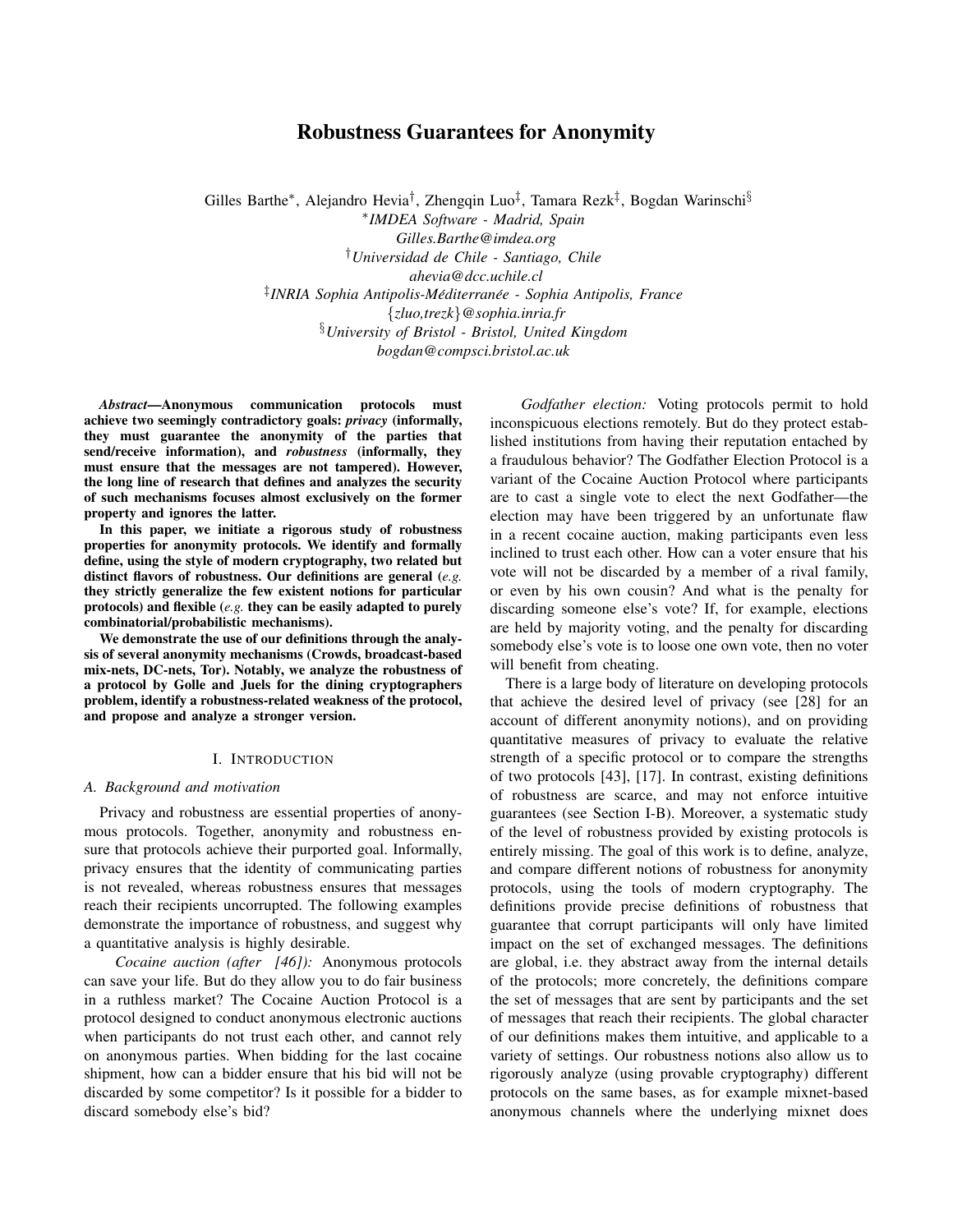# Robustness Guarantees for Anonymity

Gilles Barthe[*], Alejandro Hevia[†], Zhengqin Luo[‡], Tamara Rezk[‡], Bogdan Warinschi[§]

[*]*IMDEA Software - Madrid, Spain*
*Gilles.Barthe@imdea.org*

[†]*Universidad de Chile - Santiago, Chile*
*ahevia@dcc.uchile.cl*

[‡]*INRIA Sophia Antipolis-Méditerranée - Sophia Antipolis, France*
*{zluo,trezk}@sophia.inria.fr*

[§]*University of Bristol - Bristol, United Kingdom*
*bogdan@compsci.bristol.ac.uk*

***Abstract*—Anonymous communication protocols must achieve two seemingly contradictory goals: *privacy* (informally, they must guarantee the anonymity of the parties that send/receive information), and *robustness* (informally, they must ensure that the messages are not tampered). However, the long line of research that defines and analyzes the security of such mechanisms focuses almost exclusively on the former property and ignores the latter.**

**In this paper, we initiate a rigorous study of robustness properties for anonymity protocols. We identify and formally define, using the style of modern cryptography, two related but distinct flavors of robustness. Our definitions are general (*e.g.* they strictly generalize the few existent notions for particular protocols) and flexible (*e.g.* they can be easily adapted to purely combinatorial/probabilistic mechanisms).**

**We demonstrate the use of our definitions through the analysis of several anonymity mechanisms (Crowds, broadcast-based mix-nets, DC-nets, Tor). Notably, we analyze the robustness of a protocol by Golle and Juels for the dining cryptographers problem, identify a robustness-related weakness of the protocol, and propose and analyze a stronger version.**

## I. Introduction

### A. Background and motivation

Privacy and robustness are essential properties of anonymous protocols. Together, anonymity and robustness ensure that protocols achieve their purported goal. Informally, privacy ensures that the identity of communicating parties is not revealed, whereas robustness ensures that messages reach their recipients uncorrupted. The following examples demonstrate the importance of robustness, and suggest why a quantitative analysis is highly desirable.

*Cocaine auction (after [46]):* Anonymous protocols can save your life. But do they allow you to do fair business in a ruthless market? The Cocaine Auction Protocol is a protocol designed to conduct anonymous electronic auctions when participants do not trust each other, and cannot rely on anonymous parties. When bidding for the last cocaine shipment, how can a bidder ensure that his bid will not be discarded by some competitor? Is it possible for a bidder to discard somebody else's bid?

*Godfather election:* Voting protocols permit to hold inconspicuous elections remotely. But do they protect established institutions from having their reputation entached by a fraudulous behavior? The Godfather Election Protocol is a variant of the Cocaine Auction Protocol where participants are to cast a single vote to elect the next Godfather—the election may have been triggered by an unfortunate flaw in a recent cocaine auction, making participants even less inclined to trust each other. How can a voter ensure that his vote will not be discarded by a member of a rival family, or even by his own cousin? And what is the penalty for discarding someone else's vote? If, for example, elections are held by majority voting, and the penalty for discarding somebody else's vote is to loose one own vote, then no voter will benefit from cheating.

There is a large body of literature on developing protocols that achieve the desired level of privacy (see [28] for an account of different anonymity notions), and on providing quantitative measures of privacy to evaluate the relative strength of a specific protocol or to compare the strengths of two protocols [43], [17]. In contrast, existing definitions of robustness are scarce, and may not enforce intuitive guarantees (see Section I-B). Moreover, a systematic study of the level of robustness provided by existing protocols is entirely missing. The goal of this work is to define, analyze, and compare different notions of robustness for anonymity protocols, using the tools of modern cryptography. The definitions provide precise definitions of robustness that guarantee that corrupt participants will only have limited impact on the set of exchanged messages. The definitions are global, i.e. they abstract away from the internal details of the protocols; more concretely, the definitions compare the set of messages that are sent by participants and the set of messages that reach their recipients. The global character of our definitions makes them intuitive, and applicable to a variety of settings. Our robustness notions also allow us to rigorously analyze (using provable cryptography) different protocols on the same bases, as for example mixnet-based anonymous channels where the underlying mixnet does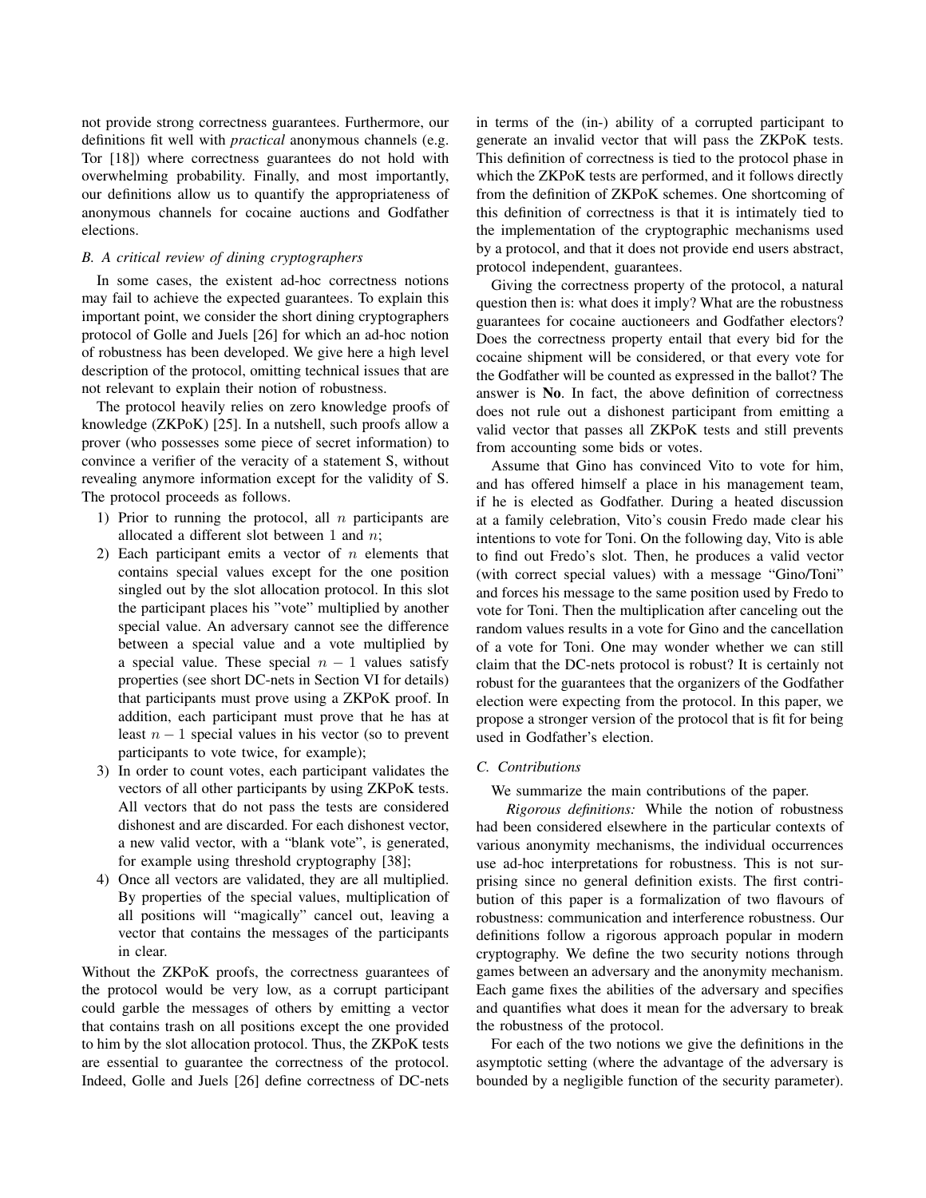not provide strong correctness guarantees. Furthermore, our definitions fit well with *practical* anonymous channels (e.g. Tor [18]) where correctness guarantees do not hold with overwhelming probability. Finally, and most importantly, our definitions allow us to quantify the appropriateness of anonymous channels for cocaine auctions and Godfather elections.

### *B. A critical review of dining cryptographers*

In some cases, the existent ad-hoc correctness notions may fail to achieve the expected guarantees. To explain this important point, we consider the short dining cryptographers protocol of Golle and Juels [26] for which an ad-hoc notion of robustness has been developed. We give here a high level description of the protocol, omitting technical issues that are not relevant to explain their notion of robustness.

The protocol heavily relies on zero knowledge proofs of knowledge (ZKPoK) [25]. In a nutshell, such proofs allow a prover (who possesses some piece of secret information) to convince a verifier of the veracity of a statement S, without revealing anymore information except for the validity of S. The protocol proceeds as follows.

1) Prior to running the protocol, all $n$ participants are allocated a different slot between 1 and $n$;
2) Each participant emits a vector of $n$ elements that contains special values except for the one position singled out by the slot allocation protocol. In this slot the participant places his "vote" multiplied by another special value. An adversary cannot see the difference between a special value and a vote multiplied by a special value. These special $n-1$ values satisfy properties (see short DC-nets in Section VI for details) that participants must prove using a ZKPoK proof. In addition, each participant must prove that he has at least $n-1$ special values in his vector (so to prevent participants to vote twice, for example);
3) In order to count votes, each participant validates the vectors of all other participants by using ZKPoK tests. All vectors that do not pass the tests are considered dishonest and are discarded. For each dishonest vector, a new valid vector, with a "blank vote", is generated, for example using threshold cryptography [38];
4) Once all vectors are validated, they are all multiplied. By properties of the special values, multiplication of all positions will "magically" cancel out, leaving a vector that contains the messages of the participants in clear.

Without the ZKPoK proofs, the correctness guarantees of the protocol would be very low, as a corrupt participant could garble the messages of others by emitting a vector that contains trash on all positions except the one provided to him by the slot allocation protocol. Thus, the ZKPoK tests are essential to guarantee the correctness of the protocol. Indeed, Golle and Juels [26] define correctness of DC-nets in terms of the (in-) ability of a corrupted participant to generate an invalid vector that will pass the ZKPoK tests. This definition of correctness is tied to the protocol phase in which the ZKPoK tests are performed, and it follows directly from the definition of ZKPoK schemes. One shortcoming of this definition of correctness is that it is intimately tied to the implementation of the cryptographic mechanisms used by a protocol, and that it does not provide end users abstract, protocol independent, guarantees.

Giving the correctness property of the protocol, a natural question then is: what does it imply? What are the robustness guarantees for cocaine auctioneers and Godfather electors? Does the correctness property entail that every bid for the cocaine shipment will be considered, or that every vote for the Godfather will be counted as expressed in the ballot? The answer is **No**. In fact, the above definition of correctness does not rule out a dishonest participant from emitting a valid vector that passes all ZKPoK tests and still prevents from accounting some bids or votes.

Assume that Gino has convinced Vito to vote for him, and has offered himself a place in his management team, if he is elected as Godfather. During a heated discussion at a family celebration, Vito's cousin Fredo made clear his intentions to vote for Toni. On the following day, Vito is able to find out Fredo's slot. Then, he produces a valid vector (with correct special values) with a message "Gino/Toni" and forces his message to the same position used by Fredo to vote for Toni. Then the multiplication after canceling out the random values results in a vote for Gino and the cancellation of a vote for Toni. One may wonder whether we can still claim that the DC-nets protocol is robust? It is certainly not robust for the guarantees that the organizers of the Godfather election were expecting from the protocol. In this paper, we propose a stronger version of the protocol that is fit for being used in Godfather's election.

### *C. Contributions*

We summarize the main contributions of the paper.

*Rigorous definitions:* While the notion of robustness had been considered elsewhere in the particular contexts of various anonymity mechanisms, the individual occurrences use ad-hoc interpretations for robustness. This is not surprising since no general definition exists. The first contribution of this paper is a formalization of two flavours of robustness: communication and interference robustness. Our definitions follow a rigorous approach popular in modern cryptography. We define the two security notions through games between an adversary and the anonymity mechanism. Each game fixes the abilities of the adversary and specifies and quantifies what does it mean for the adversary to break the robustness of the protocol.

For each of the two notions we give the definitions in the asymptotic setting (where the advantage of the adversary is bounded by a negligible function of the security parameter).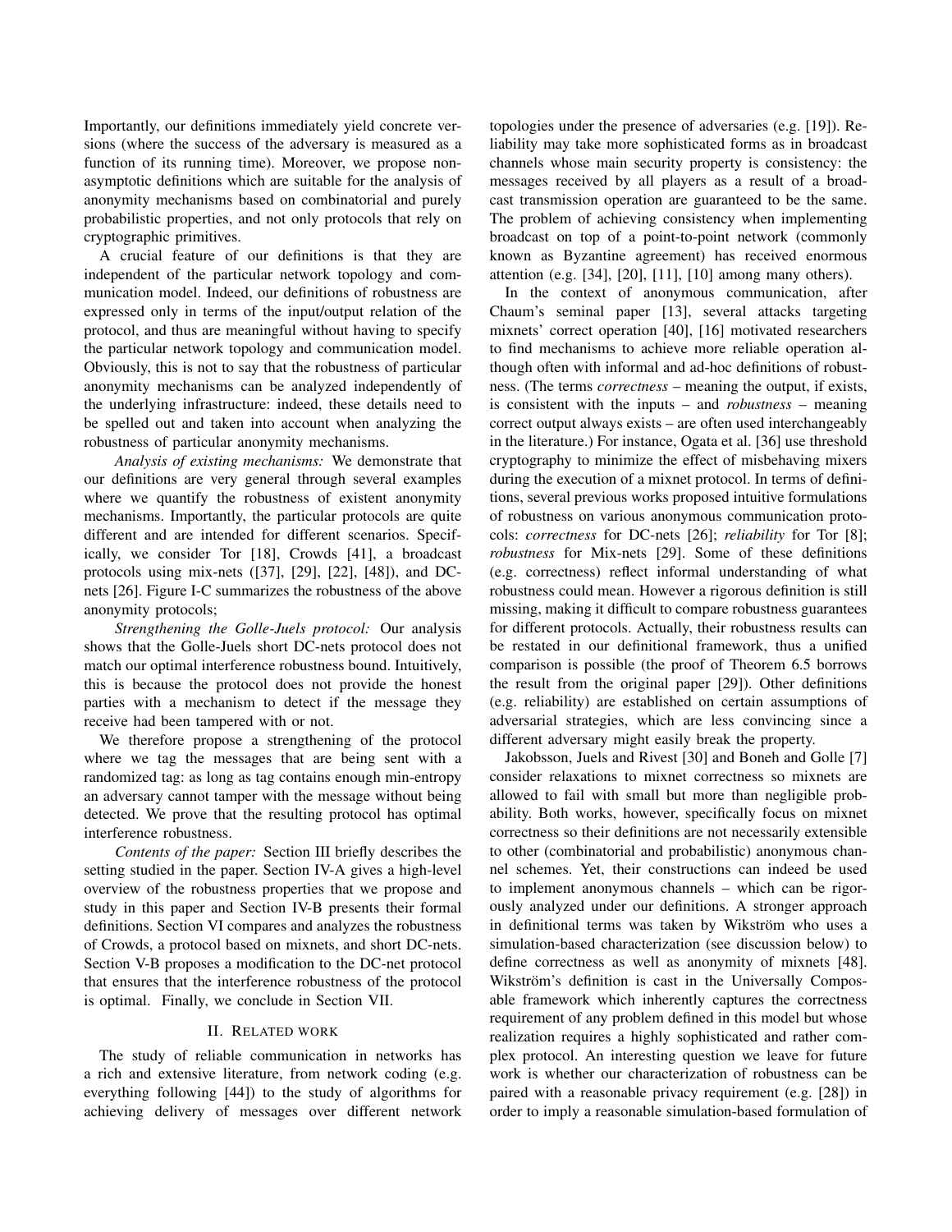Importantly, our definitions immediately yield concrete versions (where the success of the adversary is measured as a function of its running time). Moreover, we propose non-asymptotic definitions which are suitable for the analysis of anonymity mechanisms based on combinatorial and purely probabilistic properties, and not only protocols that rely on cryptographic primitives.

A crucial feature of our definitions is that they are independent of the particular network topology and communication model. Indeed, our definitions of robustness are expressed only in terms of the input/output relation of the protocol, and thus are meaningful without having to specify the particular network topology and communication model. Obviously, this is not to say that the robustness of particular anonymity mechanisms can be analyzed independently of the underlying infrastructure: indeed, these details need to be spelled out and taken into account when analyzing the robustness of particular anonymity mechanisms.

*Analysis of existing mechanisms:* We demonstrate that our definitions are very general through several examples where we quantify the robustness of existent anonymity mechanisms. Importantly, the particular protocols are quite different and are intended for different scenarios. Specifically, we consider Tor [18], Crowds [41], a broadcast protocols using mix-nets ([37], [29], [22], [48]), and DC-nets [26]. Figure I-C summarizes the robustness of the above anonymity protocols;

*Strengthening the Golle-Juels protocol:* Our analysis shows that the Golle-Juels short DC-nets protocol does not match our optimal interference robustness bound. Intuitively, this is because the protocol does not provide the honest parties with a mechanism to detect if the message they receive had been tampered with or not.

We therefore propose a strengthening of the protocol where we tag the messages that are being sent with a randomized tag: as long as tag contains enough min-entropy an adversary cannot tamper with the message without being detected. We prove that the resulting protocol has optimal interference robustness.

*Contents of the paper:* Section III briefly describes the setting studied in the paper. Section IV-A gives a high-level overview of the robustness properties that we propose and study in this paper and Section IV-B presents their formal definitions. Section VI compares and analyzes the robustness of Crowds, a protocol based on mixnets, and short DC-nets. Section V-B proposes a modification to the DC-net protocol that ensures that the interference robustness of the protocol is optimal. Finally, we conclude in Section VII.

## II. Related work

The study of reliable communication in networks has a rich and extensive literature, from network coding (e.g. everything following [44]) to the study of algorithms for achieving delivery of messages over different network topologies under the presence of adversaries (e.g. [19]). Reliability may take more sophisticated forms as in broadcast channels whose main security property is consistency: the messages received by all players as a result of a broadcast transmission operation are guaranteed to be the same. The problem of achieving consistency when implementing broadcast on top of a point-to-point network (commonly known as Byzantine agreement) has received enormous attention (e.g. [34], [20], [11], [10] among many others).

In the context of anonymous communication, after Chaum's seminal paper [13], several attacks targeting mixnets' correct operation [40], [16] motivated researchers to find mechanisms to achieve more reliable operation although often with informal and ad-hoc definitions of robustness. (The terms *correctness* – meaning the output, if exists, is consistent with the inputs – and *robustness* – meaning correct output always exists – are often used interchangeably in the literature.) For instance, Ogata et al. [36] use threshold cryptography to minimize the effect of misbehaving mixers during the execution of a mixnet protocol. In terms of definitions, several previous works proposed intuitive formulations of robustness on various anonymous communication protocols: *correctness* for DC-nets [26]; *reliability* for Tor [8]; *robustness* for Mix-nets [29]. Some of these definitions (e.g. correctness) reflect informal understanding of what robustness could mean. However a rigorous definition is still missing, making it difficult to compare robustness guarantees for different protocols. Actually, their robustness results can be restated in our definitional framework, thus a unified comparison is possible (the proof of Theorem 6.5 borrows the result from the original paper [29]). Other definitions (e.g. reliability) are established on certain assumptions of adversarial strategies, which are less convincing since a different adversary might easily break the property.

Jakobsson, Juels and Rivest [30] and Boneh and Golle [7] consider relaxations to mixnet correctness so mixnets are allowed to fail with small but more than negligible probability. Both works, however, specifically focus on mixnet correctness so their definitions are not necessarily extensible to other (combinatorial and probabilistic) anonymous channel schemes. Yet, their constructions can indeed be used to implement anonymous channels – which can be rigorously analyzed under our definitions. A stronger approach in definitional terms was taken by Wikström who uses a simulation-based characterization (see discussion below) to define correctness as well as anonymity of mixnets [48]. Wikström's definition is cast in the Universally Composable framework which inherently captures the correctness requirement of any problem defined in this model but whose realization requires a highly sophisticated and rather complex protocol. An interesting question we leave for future work is whether our characterization of robustness can be paired with a reasonable privacy requirement (e.g. [28]) in order to imply a reasonable simulation-based formulation of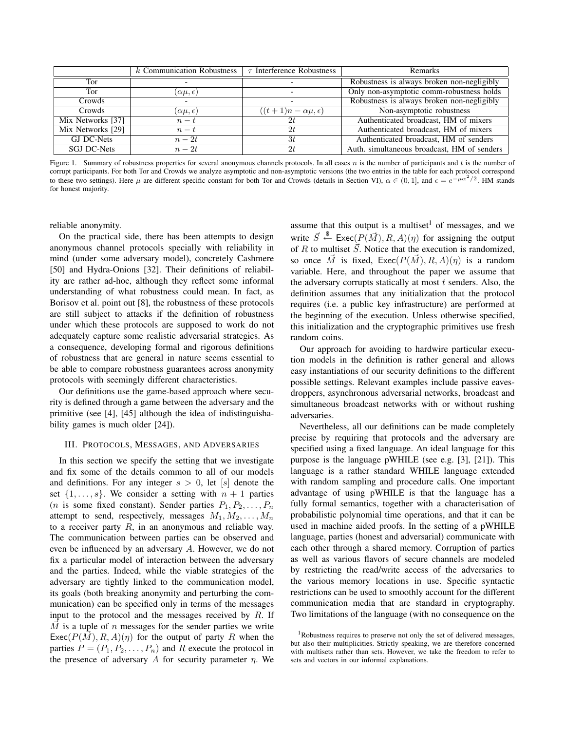| | $k$ Communication Robustness | $\tau$ Interference Robustness | Remarks |
|---|---|---|---|
| Tor | - | - | Robustness is always broken non-negligibly |
| Tor | $(\alpha\mu, \epsilon)$ | - | Only non-asymptotic comm-robustness holds |
| Crowds | - | - | Robustness is always broken non-negligibly |
| Crowds | $(\alpha\mu, \epsilon)$ | $((t+1)n - \alpha\mu, \epsilon)$ | Non-asymptotic robustness |
| Mix Networks [37] | $n - t$ | $2t$ | Authenticated broadcast, HM of mixers |
| Mix Networks [29] | $n - t$ | $2t$ | Authenticated broadcast, HM of mixers |
| GJ DC-Nets | $n - 2t$ | $3t$ | Authenticated broadcast, HM of senders |
| SGJ DC-Nets | $n - 2t$ | $2t$ | Auth. simultaneous broadcast, HM of senders |

Figure 1. Summary of robustness properties for several anonymous channels protocols. In all cases $n$ is the number of participants and $t$ is the number of corrupt participants. For both Tor and Crowds we analyze asymptotic and non-asymptotic versions (the two entries in the table for each protocol correspond to these two settings). Here $\mu$ are different specific constant for both Tor and Crowds (details in Section VI), $\alpha \in (0, 1]$, and $\epsilon = e^{-\mu\alpha^2/2}$. HM stands for honest majority.

reliable anonymity.

On the practical side, there has been attempts to design anonymous channel protocols specially with reliability in mind (under some adversary model), concretely Cashmere [50] and Hydra-Onions [32]. Their definitions of reliability are rather ad-hoc, although they reflect some informal understanding of what robustness could mean. In fact, as Borisov et al. point out [8], the robustness of these protocols are still subject to attacks if the definition of robustness under which these protocols are supposed to work do not adequately capture some realistic adversarial strategies. As a consequence, developing formal and rigorous definitions of robustness that are general in nature seems essential to be able to compare robustness guarantees across anonymity protocols with seemingly different characteristics.

Our definitions use the game-based approach where security is defined through a game between the adversary and the primitive (see [4], [45] although the idea of indistinguishability games is much older [24]).

## III. Protocols, Messages, and Adversaries

In this section we specify the setting that we investigate and fix some of the details common to all of our models and definitions. For any integer $s > 0$, let $[s]$ denote the set $\{1, \ldots, s\}$. We consider a setting with $n + 1$ parties ($n$ is some fixed constant). Sender parties $P_1, P_2, \ldots, P_n$ attempt to send, respectively, messages $M_1, M_2, \ldots, M_n$ to a receiver party $R$, in an anonymous and reliable way. The communication between parties can be observed and even be influenced by an adversary $A$. However, we do not fix a particular model of interaction between the adversary and the parties. Indeed, while the viable strategies of the adversary are tightly linked to the communication model, its goals (both breaking anonymity and perturbing the communication) can be specified only in terms of the messages input to the protocol and the messages received by $R$. If $\vec{M}$ is a tuple of $n$ messages for the sender parties we write $\mathsf{Exec}(P(\vec{M}), R, A)(\eta)$ for the output of party $R$ when the parties $P = (P_1, P_2, \ldots, P_n)$ and $R$ execute the protocol in the presence of adversary $A$ for security parameter $\eta$. We assume that this output is a multiset[1] of messages, and we write $\vec{S} \xleftarrow{\$} \mathsf{Exec}(P(\vec{M}), R, A)(\eta)$ for assigning the output of $R$ to multiset $\vec{S}$. Notice that the execution is randomized, so once $\vec{M}$ is fixed, $\mathsf{Exec}(P(\vec{M}), R, A)(\eta)$ is a random variable. Here, and throughout the paper we assume that the adversary corrupts statically at most $t$ senders. Also, the definition assumes that any initialization that the protocol requires (i.e. a public key infrastructure) are performed at the beginning of the execution. Unless otherwise specified, this initialization and the cryptographic primitives use fresh random coins.

Our approach for avoiding to hardwire particular execution models in the definition is rather general and allows easy instantiations of our security definitions to the different possible settings. Relevant examples include passive eavesdroppers, asynchronous adversarial networks, broadcast and simultaneous broadcast networks with or without rushing adversaries.

Nevertheless, all our definitions can be made completely precise by requiring that protocols and the adversary are specified using a fixed language. An ideal language for this purpose is the language pWHILE (see e.g. [3], [21]). This language is a rather standard WHILE language extended with random sampling and procedure calls. One important advantage of using pWHILE is that the language has a fully formal semantics, together with a characterisation of probabilistic polynomial time operations, and that it can be used in machine aided proofs. In the setting of a pWHILE language, parties (honest and adversarial) communicate with each other through a shared memory. Corruption of parties as well as various flavors of secure channels are modeled by restricting the read/write access of the adversaries to the various memory locations in use. Specific syntactic restrictions can be used to smoothly account for the different communication media that are standard in cryptography. Two limitations of the language (with no consequence on the

[1] Robustness requires to preserve not only the set of delivered messages, but also their multiplicities. Strictly speaking, we are therefore concerned with multisets rather than sets. However, we take the freedom to refer to sets and vectors in our informal explanations.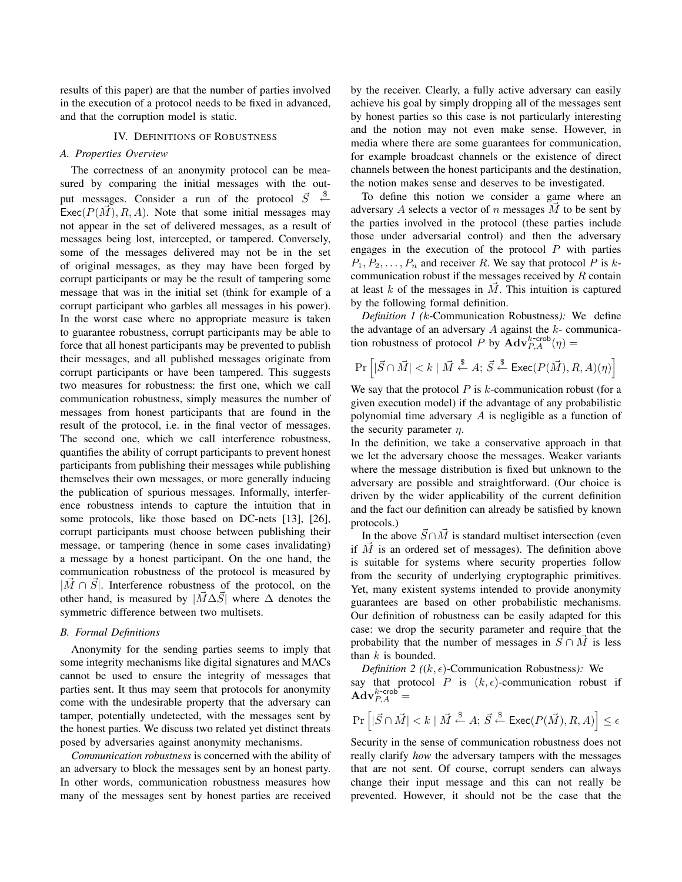results of this paper) are that the number of parties involved in the execution of a protocol needs to be fixed in advanced, and that the corruption model is static.

## IV. Definitions of Robustness

### A. Properties Overview

The correctness of an anonymity protocol can be measured by comparing the initial messages with the output messages. Consider a run of the protocol $\vec{S} \xleftarrow{\$} \mathsf{Exec}(P(\vec{M}), R, A)$. Note that some initial messages may not appear in the set of delivered messages, as a result of messages being lost, intercepted, or tampered. Conversely, some of the messages delivered may not be in the set of original messages, as they may have been forged by corrupt participants or may be the result of tampering some message that was in the initial set (think for example of a corrupt participant who garbles all messages in his power). In the worst case where no appropriate measure is taken to guarantee robustness, corrupt participants may be able to force that all honest participants may be prevented to publish their messages, and all published messages originate from corrupt participants or have been tampered. This suggests two measures for robustness: the first one, which we call communication robustness, simply measures the number of messages from honest participants that are found in the result of the protocol, i.e. in the final vector of messages. The second one, which we call interference robustness, quantifies the ability of corrupt participants to prevent honest participants from publishing their messages while publishing themselves their own messages, or more generally inducing the publication of spurious messages. Informally, interference robustness intends to capture the intuition that in some protocols, like those based on DC-nets [13], [26], corrupt participants must choose between publishing their message, or tampering (hence in some cases invalidating) a message by a honest participant. On the one hand, the communication robustness of the protocol is measured by $|\vec{M} \cap \vec{S}|$. Interference robustness of the protocol, on the other hand, is measured by $|\vec{M} \Delta \vec{S}|$ where $\Delta$ denotes the symmetric difference between two multisets.

### B. Formal Definitions

Anonymity for the sending parties seems to imply that some integrity mechanisms like digital signatures and MACs cannot be used to ensure the integrity of messages that parties sent. It thus may seem that protocols for anonymity come with the undesirable property that the adversary can tamper, potentially undetected, with the messages sent by the honest parties. We discuss two related yet distinct threats posed by adversaries against anonymity mechanisms.

*Communication robustness* is concerned with the ability of an adversary to block the messages sent by an honest party. In other words, communication robustness measures how many of the messages sent by honest parties are received by the receiver. Clearly, a fully active adversary can easily achieve his goal by simply dropping all of the messages sent by honest parties so this case is not particularly interesting and the notion may not even make sense. However, in media where there are some guarantees for communication, for example broadcast channels or the existence of direct channels between the honest participants and the destination, the notion makes sense and deserves to be investigated.

To define this notion we consider a game where an adversary $A$ selects a vector of $n$ messages $\vec{M}$ to be sent by the parties involved in the protocol (these parties include those under adversarial control) and then the adversary engages in the execution of the protocol $P$ with parties $P_1, P_2, \ldots, P_n$ and receiver $R$. We say that protocol $P$ is $k$-communication robust if the messages received by $R$ contain at least $k$ of the messages in $\vec{M}$. This intuition is captured by the following formal definition.

*Definition 1 ($k$-Communication Robustness):* We define the advantage of an adversary $A$ against the $k$- communication robustness of protocol $P$ by $\mathbf{Adv}^{k\text{-crob}}_{P,A}(\eta) =$

$$\Pr\left[|\vec{S} \cap \vec{M}| < k \mid \vec{M} \xleftarrow{\$} A;\ \vec{S} \xleftarrow{\$} \mathsf{Exec}(P(\vec{M}), R, A)(\eta)\right]$$

We say that the protocol $P$ is $k$-communication robust (for a given execution model) if the advantage of any probabilistic polynomial time adversary $A$ is negligible as a function of the security parameter $\eta$.

In the definition, we take a conservative approach in that we let the adversary choose the messages. Weaker variants where the message distribution is fixed but unknown to the adversary are possible and straightforward. (Our choice is driven by the wider applicability of the current definition and the fact our definition can already be satisfied by known protocols.)

In the above $\vec{S} \cap \vec{M}$ is standard multiset intersection (even if $\vec{M}$ is an ordered set of messages). The definition above is suitable for systems where security properties follow from the security of underlying cryptographic primitives. Yet, many existent systems intended to provide anonymity guarantees are based on other probabilistic mechanisms. Our definition of robustness can be easily adapted for this case: we drop the security parameter and require that the probability that the number of messages in $\vec{S} \cap \vec{M}$ is less than $k$ is bounded.

*Definition 2 ($(k, \epsilon)$-Communication Robustness):* We say that protocol $P$ is $(k, \epsilon)$-communication robust if $\mathbf{Adv}^{k\text{-crob}}_{P,A} =$

$$\Pr\left[|\vec{S} \cap \vec{M}| < k \mid \vec{M} \xleftarrow{\$} A;\ \vec{S} \xleftarrow{\$} \mathsf{Exec}(P(\vec{M}), R, A)\right] \leq \epsilon$$

Security in the sense of communication robustness does not really clarify *how* the adversary tampers with the messages that are not sent. Of course, corrupt senders can always change their input message and this can not really be prevented. However, it should not be the case that the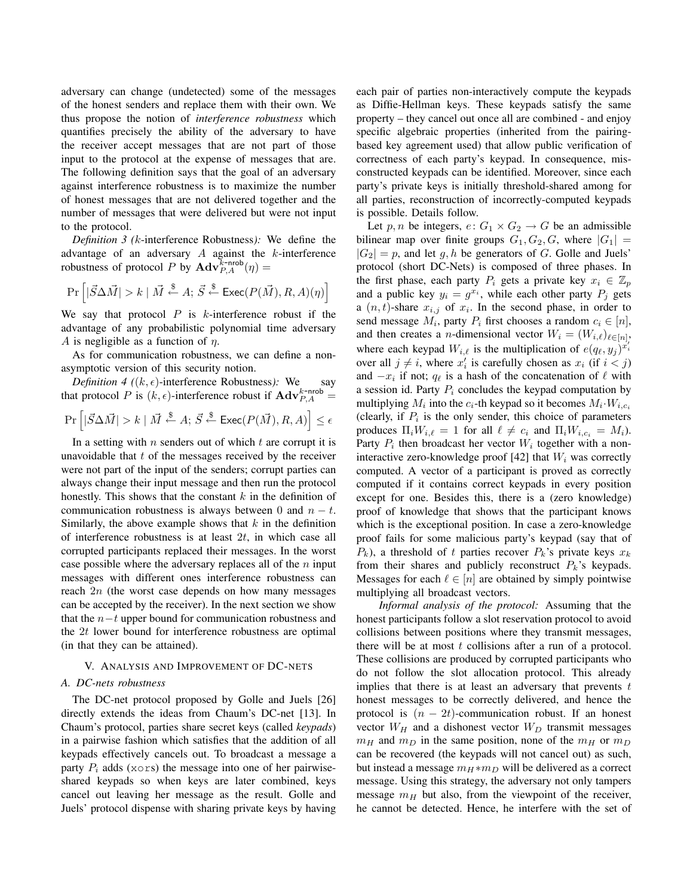adversary can change (undetected) some of the messages of the honest senders and replace them with their own. We thus propose the notion of *interference robustness* which quantifies precisely the ability of the adversary to have the receiver accept messages that are not part of those input to the protocol at the expense of messages that are. The following definition says that the goal of an adversary against interference robustness is to maximize the number of honest messages that are not delivered together and the number of messages that were delivered but were not input to the protocol.

*Definition 3 (k-interference Robustness):* We define the advantage of an adversary $A$ against the $k$-interference robustness of protocol $P$ by $\mathbf{Adv}_{P,A}^{k\text{-nrob}}(\eta) =$

$$\Pr\left[|\vec{S}\Delta\vec{M}| > k \mid \vec{M} \xleftarrow{\$} A;\ \vec{S} \xleftarrow{\$} \mathsf{Exec}(P(\vec{M}), R, A)(\eta)\right]$$

We say that protocol $P$ is $k$-interference robust if the advantage of any probabilistic polynomial time adversary $A$ is negligible as a function of $\eta$.

As for communication robustness, we can define a non-asymptotic version of this security notion.

*Definition 4 ((k, ϵ)-interference Robustness):* We say that protocol $P$ is $(k, \epsilon)$-interference robust if $\mathbf{Adv}_{P,A}^{k\text{-nrob}} =$

$$\Pr\left[|\vec{S}\Delta\vec{M}| > k \mid \vec{M} \xleftarrow{\$} A;\ \vec{S} \xleftarrow{\$} \mathsf{Exec}(P(\vec{M}), R, A)\right] \leq \epsilon$$

In a setting with $n$ senders out of which $t$ are corrupt it is unavoidable that $t$ of the messages received by the receiver were not part of the input of the senders; corrupt parties can always change their input message and then run the protocol honestly. This shows that the constant $k$ in the definition of communication robustness is always between 0 and $n - t$. Similarly, the above example shows that $k$ in the definition of interference robustness is at least $2t$, in which case all corrupted participants replaced their messages. In the worst case possible where the adversary replaces all of the $n$ input messages with different ones interference robustness can reach $2n$ (the worst case depends on how many messages can be accepted by the receiver). In the next section we show that the $n-t$ upper bound for communication robustness and the $2t$ lower bound for interference robustness are optimal (in that they can be attained).

## V. Analysis and Improvement of DC-nets

### A. DC-nets robustness

The DC-net protocol proposed by Golle and Juels [26] directly extends the ideas from Chaum's DC-net [13]. In Chaum's protocol, parties share secret keys (called *keypads*) in a pairwise fashion which satisfies that the addition of all keypads effectively cancels out. To broadcast a message a party $P_i$ adds (xors) the message into one of her pairwise-shared keypads so when keys are later combined, keys cancel out leaving her message as the result. Golle and Juels' protocol dispense with sharing private keys by having each pair of parties non-interactively compute the keypads as Diffie-Hellman keys. These keypads satisfy the same property – they cancel out once all are combined - and enjoy specific algebraic properties (inherited from the pairing-based key agreement used) that allow public verification of correctness of each party's keypad. In consequence, mis-constructed keypads can be identified. Moreover, since each party's private keys is initially threshold-shared among for all parties, reconstruction of incorrectly-computed keypads is possible. Details follow.

Let $p, n$ be integers, $e\colon G_1 \times G_2 \to G$ be an admissible bilinear map over finite groups $G_1, G_2, G$, where $|G_1| = |G_2| = p$, and let $g, h$ be generators of $G$. Golle and Juels' protocol (short DC-Nets) is composed of three phases. In the first phase, each party $P_i$ gets a private key $x_i \in \mathbb{Z}_p$ and a public key $y_i = g^{x_i}$, while each other party $P_j$ gets a $(n, t)$-share $x_{i,j}$ of $x_i$. In the second phase, in order to send message $M_i$, party $P_i$ first chooses a random $c_i \in [n]$, and then creates a $n$-dimensional vector $W_i = (W_{i,\ell})_{\ell \in [n]}$, where each keypad $W_{i,\ell}$ is the multiplication of $e(q_\ell, y_j)^{x_i'}$ over all $j \neq i$, where $x_i'$ is carefully chosen as $x_i$ (if $i < j$) and $-x_i$ if not; $q_\ell$ is a hash of the concatenation of $\ell$ with a session id. Party $P_i$ concludes the keypad computation by multiplying $M_i$ into the $c_i$-th keypad so it becomes $M_i \cdot W_{i,c_i}$ (clearly, if $P_i$ is the only sender, this choice of parameters produces $\Pi_i W_{i,\ell} = 1$ for all $\ell \neq c_i$ and $\Pi_i W_{i,c_i} = M_i$). Party $P_i$ then broadcast her vector $W_i$ together with a non-interactive zero-knowledge proof [42] that $W_i$ was correctly computed. A vector of a participant is proved as correctly computed if it contains correct keypads in every position except for one. Besides this, there is a (zero knowledge) proof of knowledge that shows that the participant knows which is the exceptional position. In case a zero-knowledge proof fails for some malicious party's keypad (say that of $P_k$), a threshold of $t$ parties recover $P_k$'s private keys $x_k$ from their shares and publicly reconstruct $P_k$'s keypads. Messages for each $\ell \in [n]$ are obtained by simply pointwise multiplying all broadcast vectors.

*Informal analysis of the protocol:* Assuming that the honest participants follow a slot reservation protocol to avoid collisions between positions where they transmit messages, there will be at most $t$ collisions after a run of a protocol. These collisions are produced by corrupted participants who do not follow the slot allocation protocol. This already implies that there is at least an adversary that prevents $t$ honest messages to be correctly delivered, and hence the protocol is $(n - 2t)$-communication robust. If an honest vector $W_H$ and a dishonest vector $W_D$ transmit messages $m_H$ and $m_D$ in the same position, none of the $m_H$ or $m_D$ can be recovered (the keypads will not cancel out) as such, but instead a message $m_H * m_D$ will be delivered as a correct message. Using this strategy, the adversary not only tampers message $m_H$ but also, from the viewpoint of the receiver, he cannot be detected. Hence, he interfere with the set of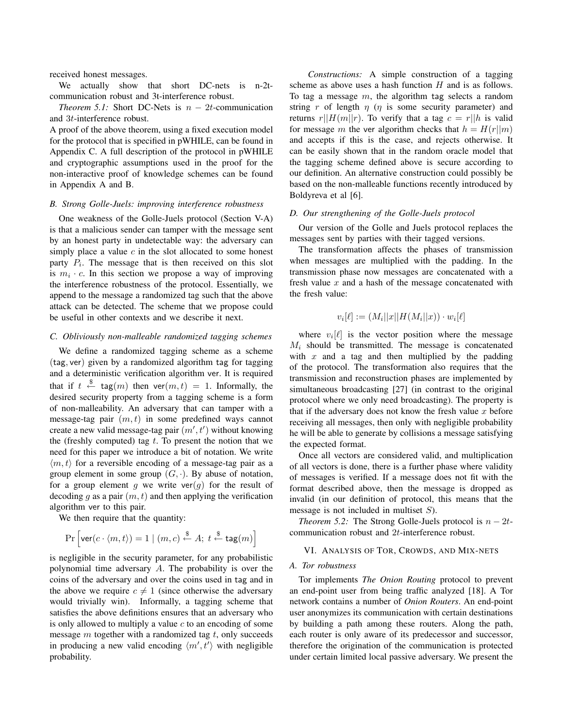received honest messages.

We actually show that short DC-nets is n-2t-communication robust and 3t-interference robust.

*Theorem 5.1:* Short DC-Nets is $n-2t$-communication and $3t$-interference robust.

A proof of the above theorem, using a fixed execution model for the protocol that is specified in pWHILE, can be found in Appendix C. A full description of the protocol in pWHILE and cryptographic assumptions used in the proof for the non-interactive proof of knowledge schemes can be found in Appendix A and B.

### B. Strong Golle-Juels: improving interference robustness

One weakness of the Golle-Juels protocol (Section V-A) is that a malicious sender can tamper with the message sent by an honest party in undetectable way: the adversary can simply place a value $c$ in the slot allocated to some honest party $P_i$. The message that is then received on this slot is $m_i \cdot c$. In this section we propose a way of improving the interference robustness of the protocol. Essentially, we append to the message a randomized tag such that the above attack can be detected. The scheme that we propose could be useful in other contexts and we describe it next.

### C. Obliviously non-malleable randomized tagging schemes

We define a randomized tagging scheme as a scheme $(\mathsf{tag}, \mathsf{ver})$ given by a randomized algorithm $\mathsf{tag}$ for tagging and a deterministic verification algorithm $\mathsf{ver}$. It is required that if $t \stackrel{\$}{\leftarrow} \mathsf{tag}(m)$ then $\mathsf{ver}(m,t) = 1$. Informally, the desired security property from a tagging scheme is a form of non-malleability. An adversary that can tamper with a message-tag pair $(m,t)$ in some predefined ways cannot create a new valid message-tag pair $(m',t')$ without knowing the (freshly computed) tag $t$. To present the notion that we need for this paper we introduce a bit of notation. We write $\langle m,t \rangle$ for a reversible encoding of a message-tag pair as a group element in some group $(G,\cdot)$. By abuse of notation, for a group element $g$ we write $\mathsf{ver}(g)$ for the result of decoding $g$ as a pair $(m,t)$ and then applying the verification algorithm $\mathsf{ver}$ to this pair.

We then require that the quantity:

$$\Pr\left[\mathsf{ver}(c \cdot \langle m,t \rangle) = 1 \mid (m,c) \stackrel{\$}{\leftarrow} A;\ t \stackrel{\$}{\leftarrow} \mathsf{tag}(m)\right]$$

is negligible in the security parameter, for any probabilistic polynomial time adversary $A$. The probability is over the coins of the adversary and over the coins used in $\mathsf{tag}$ and in the above we require $c \neq 1$ (since otherwise the adversary would trivially win). Informally, a tagging scheme that satisfies the above definitions ensures that an adversary who is only allowed to multiply a value $c$ to an encoding of some message $m$ together with a randomized tag $t$, only succeeds in producing a new valid encoding $\langle m',t' \rangle$ with negligible probability.

*Constructions:* A simple construction of a tagging scheme as above uses a hash function $H$ and is as follows. To tag a message $m$, the algorithm $\mathsf{tag}$ selects a random string $r$ of length $\eta$ ($\eta$ is some security parameter) and returns $r||H(m||r)$. To verify that a tag $c = r||h$ is valid for message $m$ the $\mathsf{ver}$ algorithm checks that $h = H(r||m)$ and accepts if this is the case, and rejects otherwise. It can be easily shown that in the random oracle model that the tagging scheme defined above is secure according to our definition. An alternative construction could possibly be based on the non-malleable functions recently introduced by Boldyreva et al [6].

### D. Our strengthening of the Golle-Juels protocol

Our version of the Golle and Juels protocol replaces the messages sent by parties with their tagged versions.

The transformation affects the phases of transmission when messages are multiplied with the padding. In the transmission phase now messages are concatenated with a fresh value $x$ and a hash of the message concatenated with the fresh value:

$$v_i[\ell] := (M_i||x||H(M_i||x)) \cdot w_i[\ell]$$

where $v_i[\ell]$ is the vector position where the message $M_i$ should be transmitted. The message is concatenated with $x$ and a tag and then multiplied by the padding of the protocol. The transformation also requires that the transmission and reconstruction phases are implemented by simultaneous broadcasting [27] (in contrast to the original protocol where we only need broadcasting). The property is that if the adversary does not know the fresh value $x$ before receiving all messages, then only with negligible probability he will be able to generate by collisions a message satisfying the expected format.

Once all vectors are considered valid, and multiplication of all vectors is done, there is a further phase where validity of messages is verified. If a message does not fit with the format described above, then the message is dropped as invalid (in our definition of protocol, this means that the message is not included in multiset $S$).

*Theorem 5.2:* The Strong Golle-Juels protocol is $n-2t$-communication robust and $2t$-interference robust.

## VI. Analysis of Tor, Crowds, and Mix-nets

### A. Tor robustness

Tor implements *The Onion Routing* protocol to prevent an end-point user from being traffic analyzed [18]. A Tor network contains a number of *Onion Routers*. An end-point user anonymizes its communication with certain destinations by building a path among these routers. Along the path, each router is only aware of its predecessor and successor, therefore the origination of the communication is protected under certain limited local passive adversary. We present the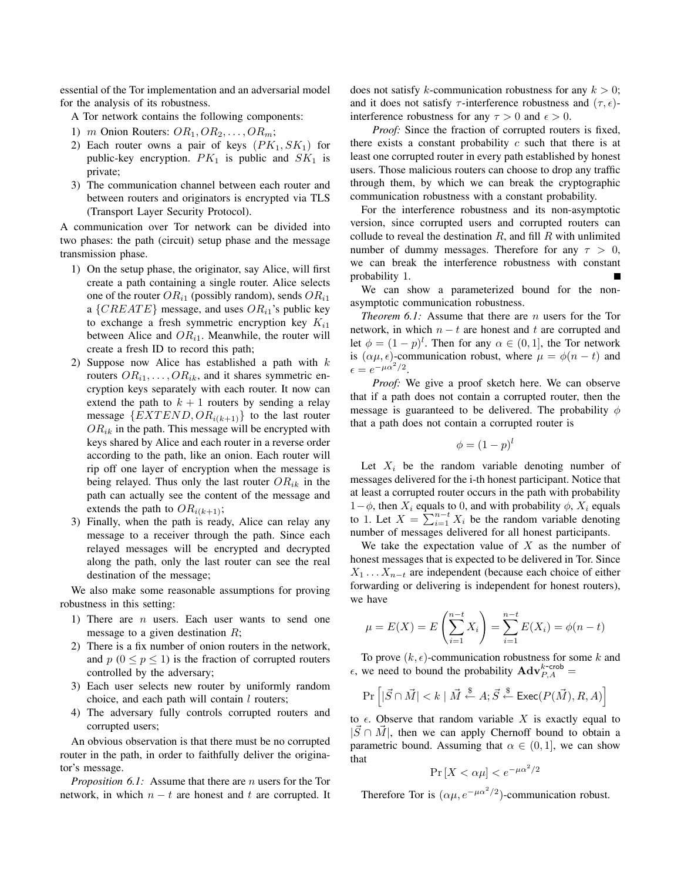essential of the Tor implementation and an adversarial model for the analysis of its robustness.

A Tor network contains the following components:

1) $m$ Onion Routers: $OR_1, OR_2, \ldots, OR_m$;
2) Each router owns a pair of keys $(PK_1, SK_1)$ for public-key encryption. $PK_1$ is public and $SK_1$ is private;
3) The communication channel between each router and between routers and originators is encrypted via TLS (Transport Layer Security Protocol).

A communication over Tor network can be divided into two phases: the path (circuit) setup phase and the message transmission phase.

1) On the setup phase, the originator, say Alice, will first create a path containing a single router. Alice selects one of the router $OR_{i1}$ (possibly random), sends $OR_{i1}$ a $\{CREATE\}$ message, and uses $OR_{i1}$'s public key to exchange a fresh symmetric encryption key $K_{i1}$ between Alice and $OR_{i1}$. Meanwhile, the router will create a fresh ID to record this path;
2) Suppose now Alice has established a path with $k$ routers $OR_{i1}, \ldots, OR_{ik}$, and it shares symmetric encryption keys separately with each router. It now can extend the path to $k+1$ routers by sending a relay message $\{EXTEND, OR_{i(k+1)}\}$ to the last router $OR_{ik}$ in the path. This message will be encrypted with keys shared by Alice and each router in a reverse order according to the path, like an onion. Each router will rip off one layer of encryption when the message is being relayed. Thus only the last router $OR_{ik}$ in the path can actually see the content of the message and extends the path to $OR_{i(k+1)}$;
3) Finally, when the path is ready, Alice can relay any message to a receiver through the path. Since each relayed messages will be encrypted and decrypted along the path, only the last router can see the real destination of the message;

We also make some reasonable assumptions for proving robustness in this setting:

1) There are $n$ users. Each user wants to send one message to a given destination $R$;
2) There is a fix number of onion routers in the network, and $p$ $(0 \leq p \leq 1)$ is the fraction of corrupted routers controlled by the adversary;
3) Each user selects new router by uniformly random choice, and each path will contain $l$ routers;
4) The adversary fully controls corrupted routers and corrupted users;

An obvious observation is that there must be no corrupted router in the path, in order to faithfully deliver the originator's message.

*Proposition 6.1:* Assume that there are $n$ users for the Tor network, in which $n-t$ are honest and $t$ are corrupted. It does not satisfy $k$-communication robustness for any $k > 0$; and it does not satisfy $\tau$-interference robustness and $(\tau, \epsilon)$-interference robustness for any $\tau > 0$ and $\epsilon > 0$.

*Proof:* Since the fraction of corrupted routers is fixed, there exists a constant probability $c$ such that there is at least one corrupted router in every path established by honest users. Those malicious routers can choose to drop any traffic through them, by which we can break the cryptographic communication robustness with a constant probability.

For the interference robustness and its non-asymptotic version, since corrupted users and corrupted routers can collude to reveal the destination $R$, and fill $R$ with unlimited number of dummy messages. Therefore for any $\tau > 0$, we can break the interference robustness with constant probability 1. ■

We can show a parameterized bound for the non-asymptotic communication robustness.

*Theorem 6.1:* Assume that there are $n$ users for the Tor network, in which $n-t$ are honest and $t$ are corrupted and let $\phi = (1-p)^l$. Then for any $\alpha \in (0, 1]$, the Tor network is $(\alpha\mu, \epsilon)$-communication robust, where $\mu = \phi(n-t)$ and $\epsilon = e^{-\mu\alpha^2/2}$.

*Proof:* We give a proof sketch here. We can observe that if a path does not contain a corrupted router, then the message is guaranteed to be delivered. The probability $\phi$ that a path does not contain a corrupted router is

$$\phi = (1-p)^l$$

Let $X_i$ be the random variable denoting number of messages delivered for the i-th honest participant. Notice that at least a corrupted router occurs in the path with probability $1-\phi$, then $X_i$ equals to 0, and with probability $\phi$, $X_i$ equals to 1. Let $X = \sum_{i=1}^{n-t} X_i$ be the random variable denoting number of messages delivered for all honest participants.

We take the expectation value of $X$ as the number of honest messages that is expected to be delivered in Tor. Since $X_1 \ldots X_{n-t}$ are independent (because each choice of either forwarding or delivering is independent for honest routers), we have

$$\mu = E(X) = E\left(\sum_{i=1}^{n-t} X_i\right) = \sum_{i=1}^{n-t} E(X_i) = \phi(n-t)$$

To prove $(k, \epsilon)$-communication robustness for some $k$ and $\epsilon$, we need to bound the probability $\mathbf{Adv}_{P,A}^{k\text{-crob}} =$

$$\Pr\left[|\vec{S} \cap \vec{M}| < k \mid \vec{M} \xleftarrow{\$} A; \vec{S} \xleftarrow{\$} \mathsf{Exec}(P(\vec{M}), R, A)\right]$$

to $\epsilon$. Observe that random variable $X$ is exactly equal to $|\vec{S} \cap \vec{M}|$, then we can apply Chernoff bound to obtain a parametric bound. Assuming that $\alpha \in (0, 1]$, we can show that

$$\Pr\left[X < \alpha\mu\right] < e^{-\mu\alpha^2/2}$$

Therefore Tor is $(\alpha\mu, e^{-\mu\alpha^2/2})$-communication robust.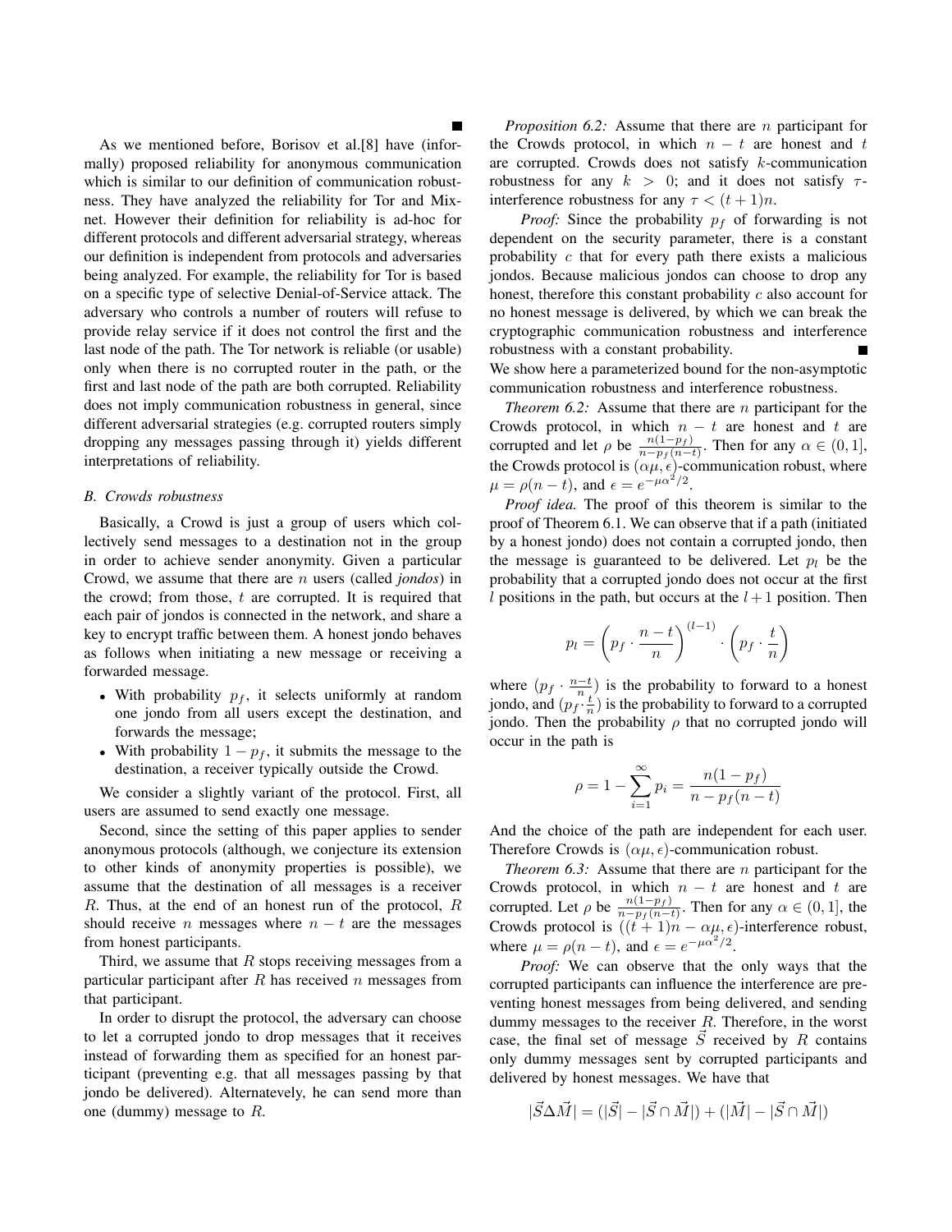■

As we mentioned before, Borisov et al.[8] have (informally) proposed reliability for anonymous communication which is similar to our definition of communication robustness. They have analyzed the reliability for Tor and Mixnet. However their definition for reliability is ad-hoc for different protocols and different adversarial strategy, whereas our definition is independent from protocols and adversaries being analyzed. For example, the reliability for Tor is based on a specific type of selective Denial-of-Service attack. The adversary who controls a number of routers will refuse to provide relay service if it does not control the first and the last node of the path. The Tor network is reliable (or usable) only when there is no corrupted router in the path, or the first and last node of the path are both corrupted. Reliability does not imply communication robustness in general, since different adversarial strategies (e.g. corrupted routers simply dropping any messages passing through it) yields different interpretations of reliability.

### B. Crowds robustness

Basically, a Crowd is just a group of users which collectively send messages to a destination not in the group in order to achieve sender anonymity. Given a particular Crowd, we assume that there are $n$ users (called *jondos*) in the crowd; from those, $t$ are corrupted. It is required that each pair of jondos is connected in the network, and share a key to encrypt traffic between them. A honest jondo behaves as follows when initiating a new message or receiving a forwarded message.

- With probability $p_f$, it selects uniformly at random one jondo from all users except the destination, and forwards the message;
- With probability $1 - p_f$, it submits the message to the destination, a receiver typically outside the Crowd.

We consider a slightly variant of the protocol. First, all users are assumed to send exactly one message.

Second, since the setting of this paper applies to sender anonymous protocols (although, we conjecture its extension to other kinds of anonymity properties is possible), we assume that the destination of all messages is a receiver $R$. Thus, at the end of an honest run of the protocol, $R$ should receive $n$ messages where $n - t$ are the messages from honest participants.

Third, we assume that $R$ stops receiving messages from a particular participant after $R$ has received $n$ messages from that participant.

In order to disrupt the protocol, the adversary can choose to let a corrupted jondo to drop messages that it receives instead of forwarding them as specified for an honest participant (preventing e.g. that all messages passing by that jondo be delivered). Alternately, he can send more than one (dummy) message to $R$.

*Proposition 6.2:* Assume that there are $n$ participant for the Crowds protocol, in which $n - t$ are honest and $t$ are corrupted. Crowds does not satisfy $k$-communication robustness for any $k > 0$; and it does not satisfy $\tau$-interference robustness for any $\tau < (t + 1)n$.

*Proof:* Since the probability $p_f$ of forwarding is not dependent on the security parameter, there is a constant probability $c$ that for every path there exists a malicious jondos. Because malicious jondos can choose to drop any honest, therefore this constant probability $c$ also account for no honest message is delivered, by which we can break the cryptographic communication robustness and interference robustness with a constant probability. ■

We show here a parameterized bound for the non-asymptotic communication robustness and interference robustness.

*Theorem 6.2:* Assume that there are $n$ participant for the Crowds protocol, in which $n - t$ are honest and $t$ are corrupted and let $\rho$ be $\frac{n(1-p_f)}{n-p_f(n-t)}$. Then for any $\alpha \in (0, 1]$, the Crowds protocol is $(\alpha\mu, \epsilon)$-communication robust, where $\mu = \rho(n - t)$, and $\epsilon = e^{-\mu\alpha^2/2}$.

*Proof idea.* The proof of this theorem is similar to the proof of Theorem 6.1. We can observe that if a path (initiated by a honest jondo) does not contain a corrupted jondo, then the message is guaranteed to be delivered. Let $p_l$ be the probability that a corrupted jondo does not occur at the first $l$ positions in the path, but occurs at the $l+1$ position. Then

$$p_l = \left(p_f \cdot \frac{n-t}{n}\right)^{(l-1)} \cdot \left(p_f \cdot \frac{t}{n}\right)$$

where $(p_f \cdot \frac{n-t}{n})$ is the probability to forward to a honest jondo, and $(p_f \cdot \frac{t}{n})$ is the probability to forward to a corrupted jondo. Then the probability $\rho$ that no corrupted jondo will occur in the path is

$$\rho = 1 - \sum_{i=1}^{\infty} p_i = \frac{n(1-p_f)}{n - p_f(n-t)}$$

And the choice of the path are independent for each user. Therefore Crowds is $(\alpha\mu, \epsilon)$-communication robust.

*Theorem 6.3:* Assume that there are $n$ participant for the Crowds protocol, in which $n - t$ are honest and $t$ are corrupted. Let $\rho$ be $\frac{n(1-p_f)}{n-p_f(n-t)}$. Then for any $\alpha \in (0, 1]$, the Crowds protocol is $((t + 1)n - \alpha\mu, \epsilon)$-interference robust, where $\mu = \rho(n - t)$, and $\epsilon = e^{-\mu\alpha^2/2}$.

*Proof:* We can observe that the only ways that the corrupted participants can influence the interference are preventing honest messages from being delivered, and sending dummy messages to the receiver $R$. Therefore, in the worst case, the final set of message $\vec{S}$ received by $R$ contains only dummy messages sent by corrupted participants and delivered by honest messages. We have that

$$|\vec{S}\Delta\vec{M}| = (|\vec{S}| - |\vec{S} \cap \vec{M}|) + (|\vec{M}| - |\vec{S} \cap \vec{M}|)$$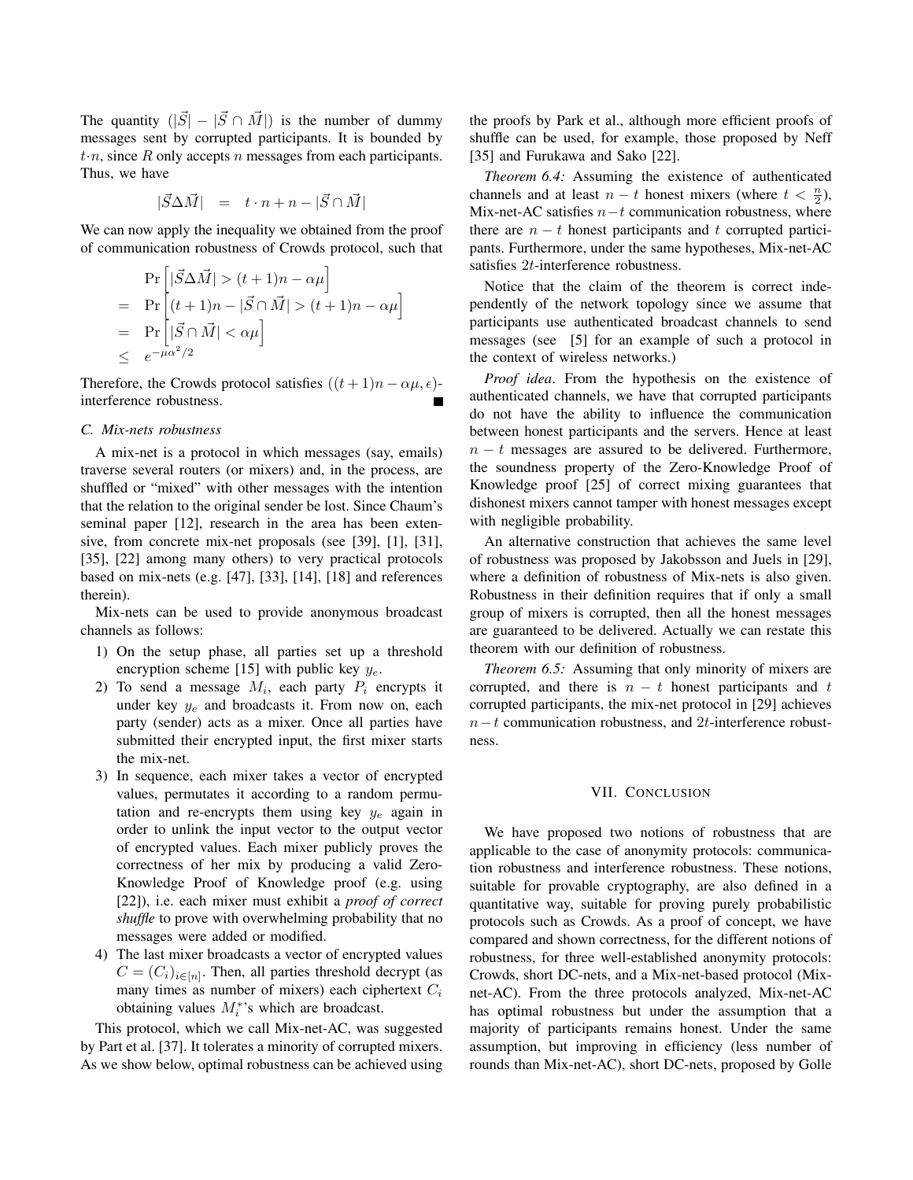The quantity $(|\vec{S}| - |\vec{S} \cap \vec{M}|)$ is the number of dummy messages sent by corrupted participants. It is bounded by $t \cdot n$, since $R$ only accepts $n$ messages from each participants. Thus, we have

$$|\vec{S} \Delta \vec{M}| \quad = \quad t \cdot n + n - |\vec{S} \cap \vec{M}|$$

We can now apply the inequality we obtained from the proof of communication robustness of Crowds protocol, such that

$$\begin{aligned}
& \Pr\left[|\vec{S}\Delta\vec{M}| > (t+1)n - \alpha\mu\right] \\
= \ & \Pr\left[(t+1)n - |\vec{S} \cap \vec{M}| > (t+1)n - \alpha\mu\right] \\
= \ & \Pr\left[|\vec{S} \cap \vec{M}| < \alpha\mu\right] \\
\leq \ & e^{-\mu\alpha^2/2}
\end{aligned}$$

Therefore, the Crowds protocol satisfies $((t+1)n - \alpha\mu, \epsilon)$-interference robustness. ■

### C. Mix-nets robustness

A mix-net is a protocol in which messages (say, emails) traverse several routers (or mixers) and, in the process, are shuffled or "mixed" with other messages with the intention that the relation to the original sender be lost. Since Chaum's seminal paper [12], research in the area has been extensive, from concrete mix-net proposals (see [39], [1], [31], [35], [22] among many others) to very practical protocols based on mix-nets (e.g. [47], [33], [14], [18] and references therein).

Mix-nets can be used to provide anonymous broadcast channels as follows:

1) On the setup phase, all parties set up a threshold encryption scheme [15] with public key $y_e$.
2) To send a message $M_i$, each party $P_i$ encrypts it under key $y_e$ and broadcasts it. From now on, each party (sender) acts as a mixer. Once all parties have submitted their encrypted input, the first mixer starts the mix-net.
3) In sequence, each mixer takes a vector of encrypted values, permutates it according to a random permutation and re-encrypts them using key $y_e$ again in order to unlink the input vector to the output vector of encrypted values. Each mixer publicly proves the correctness of her mix by producing a valid Zero-Knowledge Proof of Knowledge proof (e.g. using [22]), i.e. each mixer must exhibit a *proof of correct shuffle* to prove with overwhelming probability that no messages were added or modified.
4) The last mixer broadcasts a vector of encrypted values $C = (C_i)_{i \in [n]}$. Then, all parties threshold decrypt (as many times as number of mixers) each ciphertext $C_i$ obtaining values $M_i^*$'s which are broadcast.

This protocol, which we call Mix-net-AC, was suggested by Part et al. [37]. It tolerates a minority of corrupted mixers. As we show below, optimal robustness can be achieved using the proofs by Park et al., although more efficient proofs of shuffle can be used, for example, those proposed by Neff [35] and Furukawa and Sako [22].

*Theorem 6.4:* Assuming the existence of authenticated channels and at least $n-t$ honest mixers (where $t < \frac{n}{2}$), Mix-net-AC satisfies $n-t$ communication robustness, where there are $n-t$ honest participants and $t$ corrupted participants. Furthermore, under the same hypotheses, Mix-net-AC satisfies $2t$-interference robustness.

Notice that the claim of the theorem is correct independently of the network topology since we assume that participants use authenticated broadcast channels to send messages (see [5] for an example of such a protocol in the context of wireless networks.)

*Proof idea*. From the hypothesis on the existence of authenticated channels, we have that corrupted participants do not have the ability to influence the communication between honest participants and the servers. Hence at least $n-t$ messages are assured to be delivered. Furthermore, the soundness property of the Zero-Knowledge Proof of Knowledge proof [25] of correct mixing guarantees that dishonest mixers cannot tamper with honest messages except with negligible probability.

An alternative construction that achieves the same level of robustness was proposed by Jakobsson and Juels in [29], where a definition of robustness of Mix-nets is also given. Robustness in their definition requires that if only a small group of mixers is corrupted, then all the honest messages are guaranteed to be delivered. Actually we can restate this theorem with our definition of robustness.

*Theorem 6.5:* Assuming that only minority of mixers are corrupted, and there is $n-t$ honest participants and $t$ corrupted participants, the mix-net protocol in [29] achieves $n-t$ communication robustness, and $2t$-interference robustness.

## VII. Conclusion

We have proposed two notions of robustness that are applicable to the case of anonymity protocols: communication robustness and interference robustness. These notions, suitable for provable cryptography, are also defined in a quantitative way, suitable for proving purely probabilistic protocols such as Crowds. As a proof of concept, we have compared and shown correctness, for the different notions of robustness, for three well-established anonymity protocols: Crowds, short DC-nets, and a Mix-net-based protocol (Mix-net-AC). From the three protocols analyzed, Mix-net-AC has optimal robustness but under the assumption that a majority of participants remains honest. Under the same assumption, but improving in efficiency (less number of rounds than Mix-net-AC), short DC-nets, proposed by Golle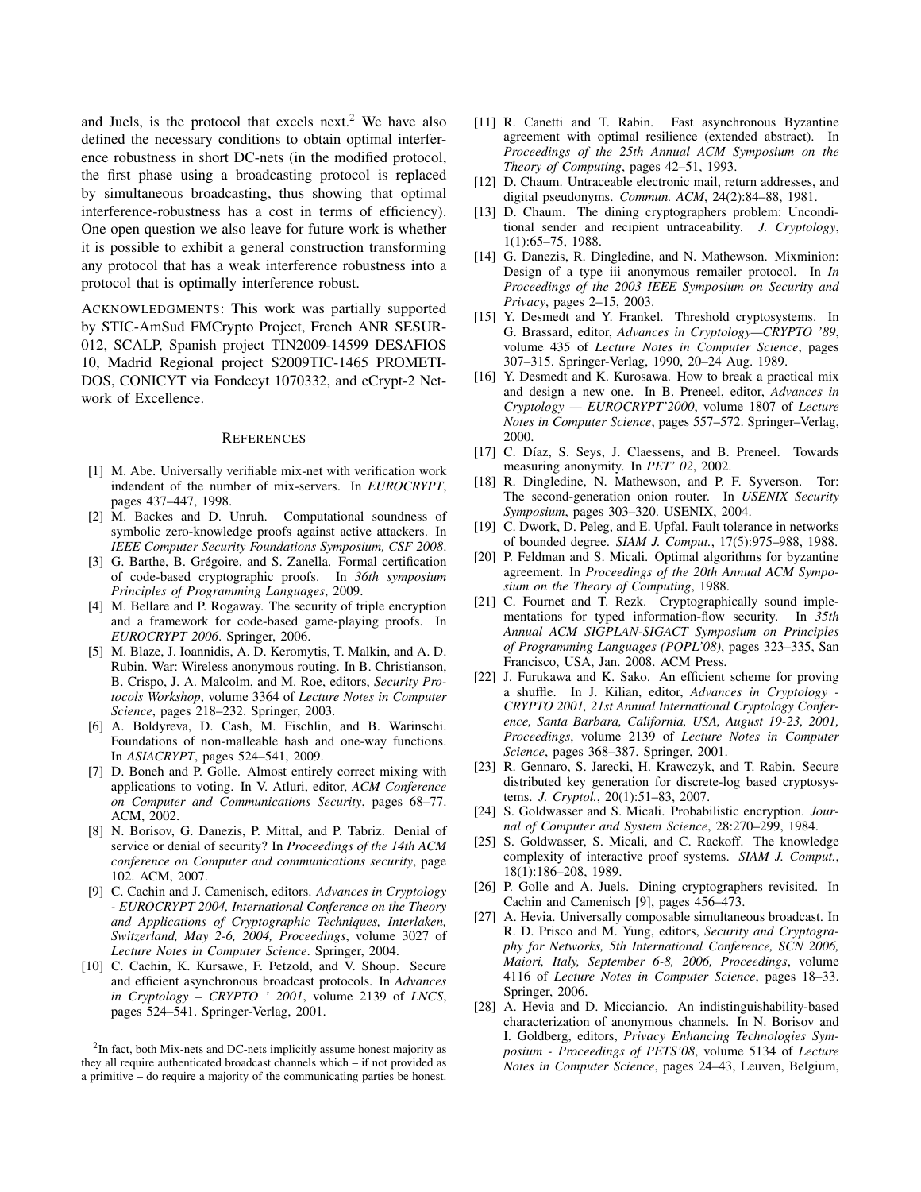and Juels, is the protocol that excels next.[2] We have also defined the necessary conditions to obtain optimal interference robustness in short DC-nets (in the modified protocol, the first phase using a broadcasting protocol is replaced by simultaneous broadcasting, thus showing that optimal interference-robustness has a cost in terms of efficiency). One open question we also leave for future work is whether it is possible to exhibit a general construction transforming any protocol that has a weak interference robustness into a protocol that is optimally interference robust.

ACKNOWLEDGMENTS: This work was partially supported by STIC-AmSud FMCrypto Project, French ANR SESUR-012, SCALP, Spanish project TIN2009-14599 DESAFIOS 10, Madrid Regional project S2009TIC-1465 PROMETIDOS, CONICYT via Fondecyt 1070332, and eCrypt-2 Network of Excellence.

[2] In fact, both Mix-nets and DC-nets implicitly assume honest majority as they all require authenticated broadcast channels which – if not provided as a primitive – do require a majority of the communicating parties be honest.

## REFERENCES

[1] M. Abe. Universally verifiable mix-net with verification work indendent of the number of mix-servers. In *EUROCRYPT*, pages 437–447, 1998.

[2] M. Backes and D. Unruh. Computational soundness of symbolic zero-knowledge proofs against active attackers. In *IEEE Computer Security Foundations Symposium, CSF 2008*.

[3] G. Barthe, B. Grégoire, and S. Zanella. Formal certification of code-based cryptographic proofs. In *36th symposium Principles of Programming Languages*, 2009.

[4] M. Bellare and P. Rogaway. The security of triple encryption and a framework for code-based game-playing proofs. In *EUROCRYPT 2006*. Springer, 2006.

[5] M. Blaze, J. Ioannidis, A. D. Keromytis, T. Malkin, and A. D. Rubin. War: Wireless anonymous routing. In B. Christianson, B. Crispo, J. A. Malcolm, and M. Roe, editors, *Security Protocols Workshop*, volume 3364 of *Lecture Notes in Computer Science*, pages 218–232. Springer, 2003.

[6] A. Boldyreva, D. Cash, M. Fischlin, and B. Warinschi. Foundations of non-malleable hash and one-way functions. In *ASIACRYPT*, pages 524–541, 2009.

[7] D. Boneh and P. Golle. Almost entirely correct mixing with applications to voting. In V. Atluri, editor, *ACM Conference on Computer and Communications Security*, pages 68–77. ACM, 2002.

[8] N. Borisov, G. Danezis, P. Mittal, and P. Tabriz. Denial of service or denial of security? In *Proceedings of the 14th ACM conference on Computer and communications security*, page 102. ACM, 2007.

[9] C. Cachin and J. Camenisch, editors. *Advances in Cryptology - EUROCRYPT 2004, International Conference on the Theory and Applications of Cryptographic Techniques, Interlaken, Switzerland, May 2-6, 2004, Proceedings*, volume 3027 of *Lecture Notes in Computer Science*. Springer, 2004.

[10] C. Cachin, K. Kursawe, F. Petzold, and V. Shoup. Secure and efficient asynchronous broadcast protocols. In *Advances in Cryptology – CRYPTO ' 2001*, volume 2139 of *LNCS*, pages 524–541. Springer-Verlag, 2001.

[11] R. Canetti and T. Rabin. Fast asynchronous Byzantine agreement with optimal resilience (extended abstract). In *Proceedings of the 25th Annual ACM Symposium on the Theory of Computing*, pages 42–51, 1993.

[12] D. Chaum. Untraceable electronic mail, return addresses, and digital pseudonyms. *Commun. ACM*, 24(2):84–88, 1981.

[13] D. Chaum. The dining cryptographers problem: Unconditional sender and recipient untraceability. *J. Cryptology*, 1(1):65–75, 1988.

[14] G. Danezis, R. Dingledine, and N. Mathewson. Mixminion: Design of a type iii anonymous remailer protocol. In *In Proceedings of the 2003 IEEE Symposium on Security and Privacy*, pages 2–15, 2003.

[15] Y. Desmedt and Y. Frankel. Threshold cryptosystems. In G. Brassard, editor, *Advances in Cryptology—CRYPTO '89*, volume 435 of *Lecture Notes in Computer Science*, pages 307–315. Springer-Verlag, 1990, 20–24 Aug. 1989.

[16] Y. Desmedt and K. Kurosawa. How to break a practical mix and design a new one. In B. Preneel, editor, *Advances in Cryptology — EUROCRYPT'2000*, volume 1807 of *Lecture Notes in Computer Science*, pages 557–572. Springer–Verlag, 2000.

[17] C. Díaz, S. Seys, J. Claessens, and B. Preneel. Towards measuring anonymity. In *PET' 02*, 2002.

[18] R. Dingledine, N. Mathewson, and P. F. Syverson. Tor: The second-generation onion router. In *USENIX Security Symposium*, pages 303–320. USENIX, 2004.

[19] C. Dwork, D. Peleg, and E. Upfal. Fault tolerance in networks of bounded degree. *SIAM J. Comput.*, 17(5):975–988, 1988.

[20] P. Feldman and S. Micali. Optimal algorithms for byzantine agreement. In *Proceedings of the 20th Annual ACM Symposium on the Theory of Computing*, 1988.

[21] C. Fournet and T. Rezk. Cryptographically sound implementations for typed information-flow security. In *35th Annual ACM SIGPLAN-SIGACT Symposium on Principles of Programming Languages (POPL'08)*, pages 323–335, San Francisco, USA, Jan. 2008. ACM Press.

[22] J. Furukawa and K. Sako. An efficient scheme for proving a shuffle. In J. Kilian, editor, *Advances in Cryptology - CRYPTO 2001, 21st Annual International Cryptology Conference, Santa Barbara, California, USA, August 19-23, 2001, Proceedings*, volume 2139 of *Lecture Notes in Computer Science*, pages 368–387. Springer, 2001.

[23] R. Gennaro, S. Jarecki, H. Krawczyk, and T. Rabin. Secure distributed key generation for discrete-log based cryptosystems. *J. Cryptol.*, 20(1):51–83, 2007.

[24] S. Goldwasser and S. Micali. Probabilistic encryption. *Journal of Computer and System Science*, 28:270–299, 1984.

[25] S. Goldwasser, S. Micali, and C. Rackoff. The knowledge complexity of interactive proof systems. *SIAM J. Comput.*, 18(1):186–208, 1989.

[26] P. Golle and A. Juels. Dining cryptographers revisited. In Cachin and Camenisch [9], pages 456–473.

[27] A. Hevia. Universally composable simultaneous broadcast. In R. D. Prisco and M. Yung, editors, *Security and Cryptography for Networks, 5th International Conference, SCN 2006, Maiori, Italy, September 6-8, 2006, Proceedings*, volume 4116 of *Lecture Notes in Computer Science*, pages 18–33. Springer, 2006.

[28] A. Hevia and D. Micciancio. An indistinguishability-based characterization of anonymous channels. In N. Borisov and I. Goldberg, editors, *Privacy Enhancing Technologies Symposium - Proceedings of PETS'08*, volume 5134 of *Lecture Notes in Computer Science*, pages 24–43, Leuven, Belgium,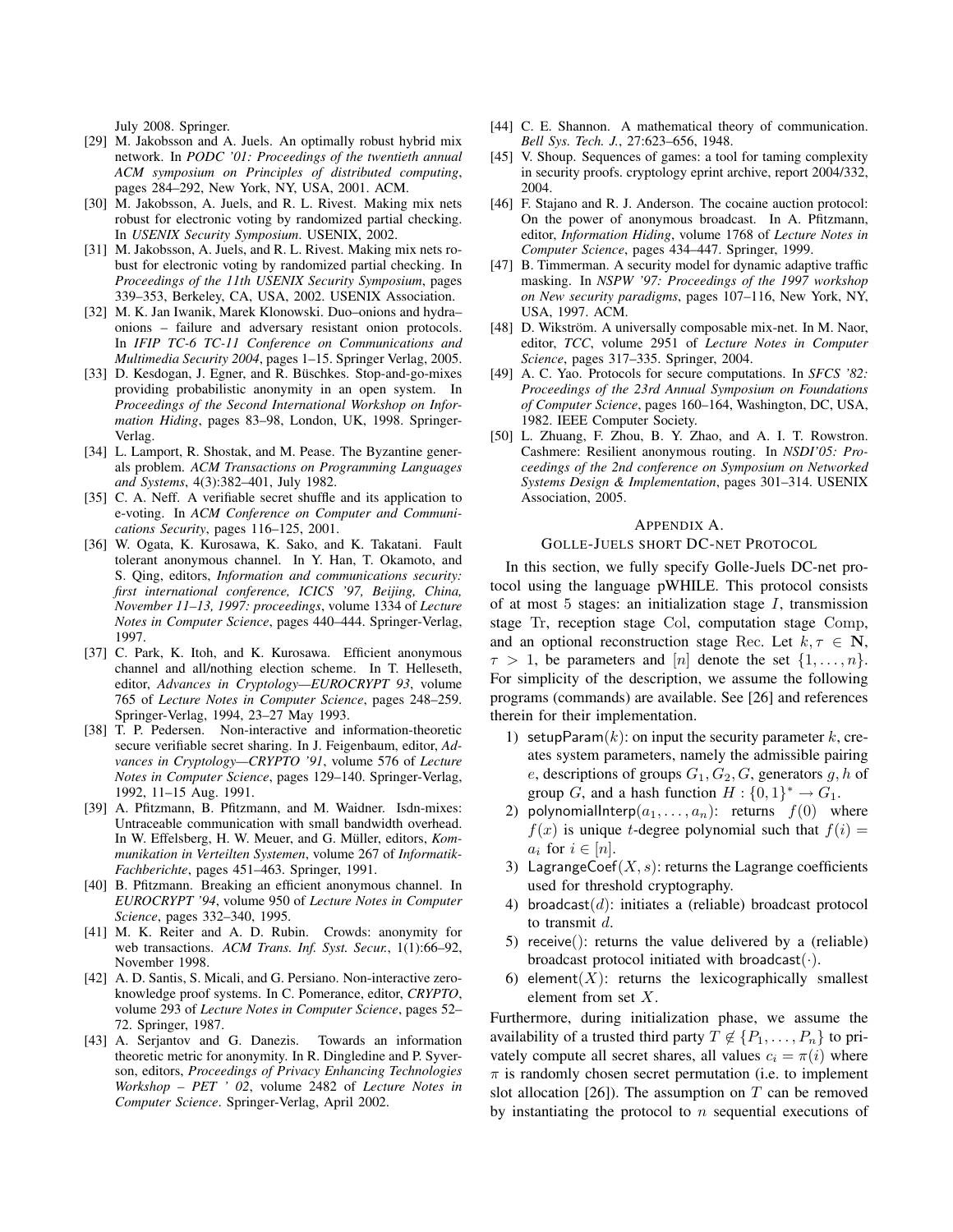July 2008. Springer.

[29] M. Jakobsson and A. Juels. An optimally robust hybrid mix network. In *PODC '01: Proceedings of the twentieth annual ACM symposium on Principles of distributed computing*, pages 284–292, New York, NY, USA, 2001. ACM.

[30] M. Jakobsson, A. Juels, and R. L. Rivest. Making mix nets robust for electronic voting by randomized partial checking. In *USENIX Security Symposium*. USENIX, 2002.

[31] M. Jakobsson, A. Juels, and R. L. Rivest. Making mix nets robust for electronic voting by randomized partial checking. In *Proceedings of the 11th USENIX Security Symposium*, pages 339–353, Berkeley, CA, USA, 2002. USENIX Association.

[32] M. K. Jan Iwanik, Marek Klonowski. Duo–onions and hydra–onions – failure and adversary resistant onion protocols. In *IFIP TC-6 TC-11 Conference on Communications and Multimedia Security 2004*, pages 1–15. Springer Verlag, 2005.

[33] D. Kesdogan, J. Egner, and R. Büschkes. Stop-and-go-mixes providing probabilistic anonymity in an open system. In *Proceedings of the Second International Workshop on Information Hiding*, pages 83–98, London, UK, 1998. Springer-Verlag.

[34] L. Lamport, R. Shostak, and M. Pease. The Byzantine generals problem. *ACM Transactions on Programming Languages and Systems*, 4(3):382–401, July 1982.

[35] C. A. Neff. A verifiable secret shuffle and its application to e-voting. In *ACM Conference on Computer and Communications Security*, pages 116–125, 2001.

[36] W. Ogata, K. Kurosawa, K. Sako, and K. Takatani. Fault tolerant anonymous channel. In Y. Han, T. Okamoto, and S. Qing, editors, *Information and communications security: first international conference, ICICS '97, Beijing, China, November 11–13, 1997: proceedings*, volume 1334 of *Lecture Notes in Computer Science*, pages 440–444. Springer-Verlag, 1997.

[37] C. Park, K. Itoh, and K. Kurosawa. Efficient anonymous channel and all/nothing election scheme. In T. Helleseth, editor, *Advances in Cryptology—EUROCRYPT 93*, volume 765 of *Lecture Notes in Computer Science*, pages 248–259. Springer-Verlag, 1994, 23–27 May 1993.

[38] T. P. Pedersen. Non-interactive and information-theoretic secure verifiable secret sharing. In J. Feigenbaum, editor, *Advances in Cryptology—CRYPTO '91*, volume 576 of *Lecture Notes in Computer Science*, pages 129–140. Springer-Verlag, 1992, 11–15 Aug. 1991.

[39] A. Pfitzmann, B. Pfitzmann, and M. Waidner. Isdn-mixes: Untraceable communication with small bandwidth overhead. In W. Effelsberg, H. W. Meuer, and G. Müller, editors, *Kommunikation in Verteilten Systemen*, volume 267 of *Informatik-Fachberichte*, pages 451–463. Springer, 1991.

[40] B. Pfitzmann. Breaking an efficient anonymous channel. In *EUROCRYPT '94*, volume 950 of *Lecture Notes in Computer Science*, pages 332–340, 1995.

[41] M. K. Reiter and A. D. Rubin. Crowds: anonymity for web transactions. *ACM Trans. Inf. Syst. Secur.*, 1(1):66–92, November 1998.

[42] A. D. Santis, S. Micali, and G. Persiano. Non-interactive zero-knowledge proof systems. In C. Pomerance, editor, *CRYPTO*, volume 293 of *Lecture Notes in Computer Science*, pages 52–72. Springer, 1987.

[43] A. Serjantov and G. Danezis. Towards an information theoretic metric for anonymity. In R. Dingledine and P. Syverson, editors, *Proceedings of Privacy Enhancing Technologies Workshop – PET ' 02*, volume 2482 of *Lecture Notes in Computer Science*. Springer-Verlag, April 2002.

[44] C. E. Shannon. A mathematical theory of communication. *Bell Sys. Tech. J.*, 27:623–656, 1948.

[45] V. Shoup. Sequences of games: a tool for taming complexity in security proofs. cryptology eprint archive, report 2004/332, 2004.

[46] F. Stajano and R. J. Anderson. The cocaine auction protocol: On the power of anonymous broadcast. In A. Pfitzmann, editor, *Information Hiding*, volume 1768 of *Lecture Notes in Computer Science*, pages 434–447. Springer, 1999.

[47] B. Timmerman. A security model for dynamic adaptive traffic masking. In *NSPW '97: Proceedings of the 1997 workshop on New security paradigms*, pages 107–116, New York, NY, USA, 1997. ACM.

[48] D. Wikström. A universally composable mix-net. In M. Naor, editor, *TCC*, volume 2951 of *Lecture Notes in Computer Science*, pages 317–335. Springer, 2004.

[49] A. C. Yao. Protocols for secure computations. In *SFCS '82: Proceedings of the 23rd Annual Symposium on Foundations of Computer Science*, pages 160–164, Washington, DC, USA, 1982. IEEE Computer Society.

[50] L. Zhuang, F. Zhou, B. Y. Zhao, and A. I. T. Rowstron. Cashmere: Resilient anonymous routing. In *NSDI'05: Proceedings of the 2nd conference on Symposium on Networked Systems Design & Implementation*, pages 301–314. USENIX Association, 2005.

## APPENDIX A. GOLLE-JUELS SHORT DC-NET PROTOCOL

In this section, we fully specify Golle-Juels DC-net protocol using the language pWHILE. This protocol consists of at most 5 stages: an initialization stage $I$, transmission stage $\mathrm{Tr}$, reception stage $\mathrm{Col}$, computation stage $\mathrm{Comp}$, and an optional reconstruction stage $\mathrm{Rec}$. Let $k, \tau \in \mathbf{N}$, $\tau > 1$, be parameters and $[n]$ denote the set $\{1, \ldots, n\}$. For simplicity of the description, we assume the following programs (commands) are available. See [26] and references therein for their implementation.

1) $\mathsf{setupParam}(k)$: on input the security parameter $k$, creates system parameters, namely the admissible pairing $e$, descriptions of groups $G_1, G_2, G$, generators $g, h$ of group $G$, and a hash function $H : \{0,1\}^* \to G_1$.
2) $\mathsf{polynomialInterp}(a_1, \ldots, a_n)$: returns $f(0)$ where $f(x)$ is unique $t$-degree polynomial such that $f(i) = a_i$ for $i \in [n]$.
3) $\mathsf{LagrangeCoef}(X, s)$: returns the Lagrange coefficients used for threshold cryptography.
4) $\mathsf{broadcast}(d)$: initiates a (reliable) broadcast protocol to transmit $d$.
5) $\mathsf{receive}()$: returns the value delivered by a (reliable) broadcast protocol initiated with $\mathsf{broadcast}(\cdot)$.
6) $\mathsf{element}(X)$: returns the lexicographically smallest element from set $X$.

Furthermore, during initialization phase, we assume the availability of a trusted third party $T \notin \{P_1, \ldots, P_n\}$ to privately compute all secret shares, all values $c_i = \pi(i)$ where $\pi$ is randomly chosen secret permutation (i.e. to implement slot allocation [26]). The assumption on $T$ can be removed by instantiating the protocol to $n$ sequential executions of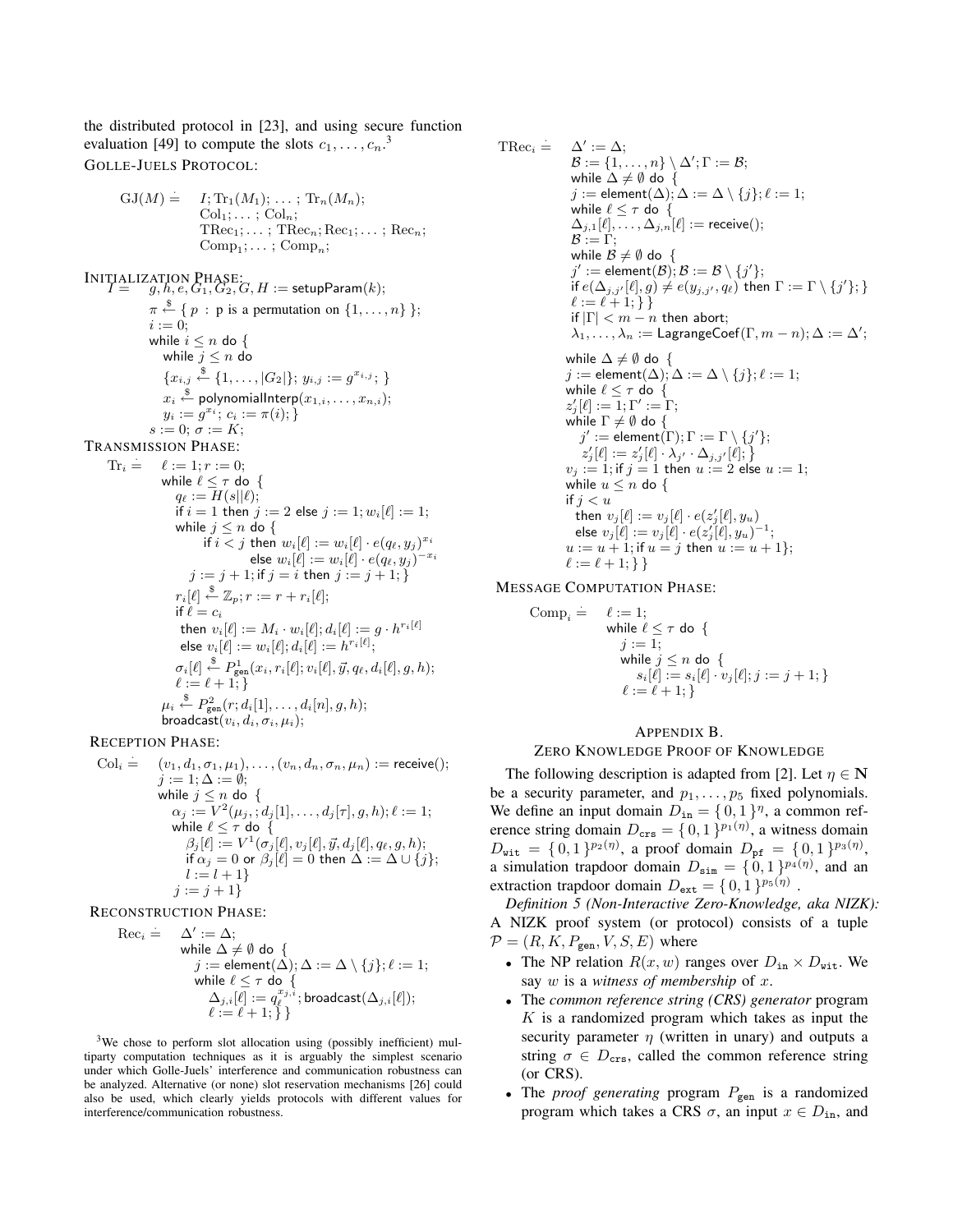the distributed protocol in [23], and using secure function evaluation [49] to compute the slots $c_1, \ldots, c_n$.[3]

GOLLE-JUELS PROTOCOL:

$$\mathrm{GJ}(M) \doteq \; I; \mathrm{Tr}_1(M_1); \ldots ; \mathrm{Tr}_n(M_n); \mathrm{Col}_1; \ldots ; \mathrm{Col}_n; \mathrm{TRec}_1; \ldots ; \mathrm{TRec}_n; \mathrm{Rec}_1; \ldots ; \mathrm{Rec}_n; \mathrm{Comp}_1; \ldots ; \mathrm{Comp}_n;$$

INITIALIZATION PHASE:

```
I ≐   g, h, e, G1, G2, G, H := setupParam(k);
      π ←$ { p : p is a permutation on {1,...,n} };
      i := 0;
      while i ≤ n do {
         while j ≤ n do
         {x_{i,j} ←$ {1,...,|G2|}; y_{i,j} := g^{x_{i,j}}; }
         x_i ←$ polynomialInterp(x_{1,i},...,x_{n,i});
         y_i := g^{x_i}; c_i := π(i); }
      s := 0; σ := K;
```

TRANSMISSION PHASE:

```
Tr_i ≐  ℓ := 1; r := 0;
        while ℓ ≤ τ do {
          q_ℓ := H(s||ℓ);
          if i = 1 then j := 2 else j := 1; w_i[ℓ] := 1;
          while j ≤ n do {
              if i < j then w_i[ℓ] := w_i[ℓ] · e(q_ℓ, y_j)^{x_i}
                       else w_i[ℓ] := w_i[ℓ] · e(q_ℓ, y_j)^{-x_i}
            j := j + 1; if j = i then j := j + 1; }
          r_i[ℓ] ←$ Z_p; r := r + r_i[ℓ];
          if ℓ = c_i
           then v_i[ℓ] := M_i · w_i[ℓ]; d_i[ℓ] := g · h^{r_i[ℓ]}
           else v_i[ℓ] := w_i[ℓ]; d_i[ℓ] := h^{r_i[ℓ]};
          σ_i[ℓ] ←$ P^1_gen(x_i, r_i[ℓ]; v_i[ℓ], y⃗, q_ℓ, d_i[ℓ], g, h);
          ℓ := ℓ + 1; }
        μ_i ←$ P^2_gen(r; d_i[1],...,d_i[n], g, h);
        broadcast(v_i, d_i, σ_i, μ_i);
```

RECEPTION PHASE:

```
Col_i ≐  (v_1, d_1, σ_1, μ_1),...,(v_n, d_n, σ_n, μ_n) := receive();
         j := 1; Δ := ∅;
         while j ≤ n do {
           α_j := V^2(μ_j, ; d_j[1],...,d_j[τ], g, h); ℓ := 1;
           while ℓ ≤ τ do {
             β_j[ℓ] := V^1(σ_j[ℓ], v_j[ℓ], y⃗, d_j[ℓ], q_ℓ, g, h);
             if α_j = 0 or β_j[ℓ] = 0 then Δ := Δ ∪ {j};
             l := l + 1}
           j := j + 1}
```

RECONSTRUCTION PHASE:

```
Rec_i ≐  Δ' := Δ;
         while Δ ≠ ∅ do {
           j := element(Δ); Δ := Δ \ {j}; ℓ := 1;
           while ℓ ≤ τ do {
             Δ_{j,i}[ℓ] := q_ℓ^{x_{j,i}}; broadcast(Δ_{j,i}[ℓ]);
             ℓ := ℓ + 1; } }
```

```
TRec_i ≐  Δ' := Δ;
          B := {1,...,n} \ Δ'; Γ := B;
          while Δ ≠ ∅ do {
          j := element(Δ); Δ := Δ \ {j}; ℓ := 1;
          while ℓ ≤ τ do {
          Δ_{j,1}[ℓ],...,Δ_{j,n}[ℓ] := receive();
          B := Γ;
          while B ≠ ∅ do {
          j' := element(B); B := B \ {j'};
          if e(Δ_{j,j'}[ℓ], g) ≠ e(y_{j,j'}, q_ℓ) then Γ := Γ \ {j'}; }
          ℓ := ℓ + 1; } }
          if |Γ| < m − n then abort;
          λ_1,...,λ_n := LagrangeCoef(Γ, m − n); Δ := Δ';

          while Δ ≠ ∅ do {
          j := element(Δ); Δ := Δ \ {j}; ℓ := 1;
          while ℓ ≤ τ do {
          z'_j[ℓ] := 1; Γ' := Γ;
          while Γ ≠ ∅ do {
            j' := element(Γ); Γ := Γ \ {j'};
            z'_j[ℓ] := z'_j[ℓ] · λ_{j'} · Δ_{j,j'}[ℓ]; }
          v_j := 1; if j = 1 then u := 2 else u := 1;
          while u ≤ n do {
          if j < u
            then v_j[ℓ] := v_j[ℓ] · e(z'_j[ℓ], y_u)
            else v_j[ℓ] := v_j[ℓ] · e(z'_j[ℓ], y_u)^{-1};
          u := u + 1; if u = j then u := u + 1};
          ℓ := ℓ + 1; } }
```

MESSAGE COMPUTATION PHASE:

```
Comp_i ≐  ℓ := 1;
          while ℓ ≤ τ do {
            j := 1;
            while j ≤ n do {
               s_i[ℓ] := s_i[ℓ] · v_j[ℓ]; j := j + 1; }
            ℓ := ℓ + 1; }
```

[3] We chose to perform slot allocation using (possibly inefficient) multiparty computation techniques as it is arguably the simplest scenario under which Golle-Juels' interference and communication robustness can be analyzed. Alternative (or none) slot reservation mechanisms [26] could also be used, which clearly yields protocols with different values for interference/communication robustness.

## APPENDIX B. ZERO KNOWLEDGE PROOF OF KNOWLEDGE

The following description is adapted from [2]. Let $\eta \in \mathbf{N}$ be a security parameter, and $p_1, \ldots, p_5$ fixed polynomials. We define an input domain $D_{\mathtt{in}} = \{0,1\}^{\eta}$, a common reference string domain $D_{\mathtt{crs}} = \{0,1\}^{p_1(\eta)}$, a witness domain $D_{\mathtt{wit}} = \{0,1\}^{p_2(\eta)}$, a proof domain $D_{\mathtt{pf}} = \{0,1\}^{p_3(\eta)}$, a simulation trapdoor domain $D_{\mathtt{sim}} = \{0,1\}^{p_4(\eta)}$, and an extraction trapdoor domain $D_{\mathtt{ext}} = \{0,1\}^{p_5(\eta)}$ .

*Definition 5 (Non-Interactive Zero-Knowledge, aka NIZK):* A NIZK proof system (or protocol) consists of a tuple $\mathcal{P} = (R, K, P_{\mathtt{gen}}, V, S, E)$ where

- The NP relation $R(x, w)$ ranges over $D_{\mathtt{in}} \times D_{\mathtt{wit}}$. We say $w$ is a *witness of membership* of $x$.
- The *common reference string (CRS) generator* program $K$ is a randomized program which takes as input the security parameter $\eta$ (written in unary) and outputs a string $\sigma \in D_{\mathtt{crs}}$, called the common reference string (or CRS).
- The *proof generating* program $P_{\mathtt{gen}}$ is a randomized program which takes a CRS $\sigma$, an input $x \in D_{\mathtt{in}}$, and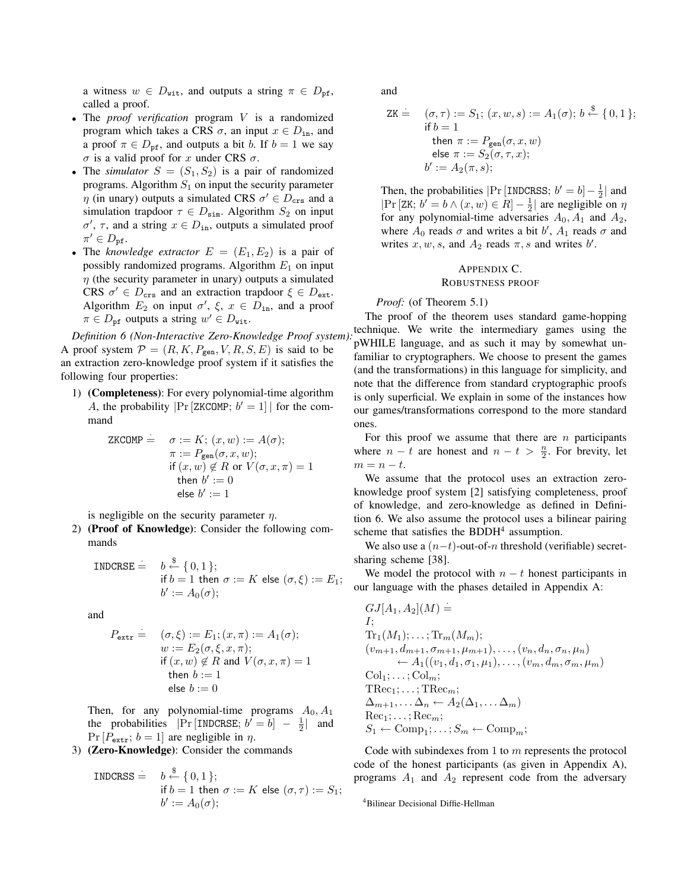a witness $w \in D_{\mathtt{wit}}$, and outputs a string $\pi \in D_{\mathtt{pf}}$, called a proof.

- The *proof verification* program $V$ is a randomized program which takes a CRS $\sigma$, an input $x \in D_{\mathtt{in}}$, and a proof $\pi \in D_{\mathtt{pf}}$, and outputs a bit $b$. If $b = 1$ we say $\sigma$ is a valid proof for $x$ under CRS $\sigma$.
- The *simulator* $S = (S_1, S_2)$ is a pair of randomized programs. Algorithm $S_1$ on input the security parameter $\eta$ (in unary) outputs a simulated CRS $\sigma' \in D_{\mathtt{crs}}$ and a simulation trapdoor $\tau \in D_{\mathtt{sim}}$. Algorithm $S_2$ on input $\sigma'$, $\tau$, and a string $x \in D_{\mathtt{in}}$, outputs a simulated proof $\pi' \in D_{\mathtt{pf}}$.
- The *knowledge extractor* $E = (E_1, E_2)$ is a pair of possibly randomized programs. Algorithm $E_1$ on input $\eta$ (the security parameter in unary) outputs a simulated CRS $\sigma' \in D_{\mathtt{crs}}$ and an extraction trapdoor $\xi \in D_{\mathtt{ext}}$. Algorithm $E_2$ on input $\sigma'$, $\xi$, $x \in D_{\mathtt{in}}$, and a proof $\pi \in D_{\mathtt{pf}}$ outputs a string $w' \in D_{\mathtt{wit}}$.

*Definition 6 (Non-Interactive Zero-Knowledge Proof system):* A proof system $\mathcal{P} = (R, K, P_{\mathtt{gen}}, V, R, S, E)$ is said to be an extraction zero-knowledge proof system if it satisfies the following four properties:

1) **(Completeness)**: For every polynomial-time algorithm $A$, the probability $|\Pr[\mathtt{ZKCOMP};\, b' = 1]|$ for the command

$$\begin{aligned}\mathtt{ZKCOMP} \doteq\ & \sigma := K;\ (x, w) := A(\sigma);\\ & \pi := P_{\mathtt{gen}}(\sigma, x, w);\\ & \text{if } (x, w) \notin R \text{ or } V(\sigma, x, \pi) = 1\\ & \quad \text{then } b' := 0\\ & \quad \text{else } b' := 1\end{aligned}$$

is negligible on the security parameter $\eta$.

2) **(Proof of Knowledge)**: Consider the following commands

$$\begin{aligned}\mathtt{INDCRSE} \doteq\ & b \xleftarrow{\$} \{0, 1\};\\ & \text{if } b = 1 \text{ then } \sigma := K \text{ else } (\sigma, \xi) := E_1;\\ & b' := A_0(\sigma);\end{aligned}$$

and

$$\begin{aligned}P_{\mathtt{extr}} \doteq\ & (\sigma, \xi) := E_1; (x, \pi) := A_1(\sigma);\\ & w := E_2(\sigma, \xi, x, \pi);\\ & \text{if } (x, w) \notin R \text{ and } V(\sigma, x, \pi) = 1\\ & \quad \text{then } b := 1\\ & \quad \text{else } b := 0\end{aligned}$$

Then, for any polynomial-time programs $A_0, A_1$ the probabilities $|\Pr[\mathtt{INDCRSE};\, b' = b] - \frac{1}{2}|$ and $\Pr[P_{\mathtt{extr}};\, b = 1]$ are negligible in $\eta$.

3) **(Zero-Knowledge)**: Consider the commands

$$\begin{aligned}\mathtt{INDCRSS} \doteq\ & b \xleftarrow{\$} \{0, 1\};\\ & \text{if } b = 1 \text{ then } \sigma := K \text{ else } (\sigma, \tau) := S_1;\\ & b' := A_0(\sigma);\end{aligned}$$

and

$$\begin{aligned}\mathtt{ZK} \doteq\ & (\sigma, \tau) := S_1;\ (x, w, s) := A_1(\sigma);\ b \xleftarrow{\$} \{0, 1\};\\ & \text{if } b = 1\\ & \quad \text{then } \pi := P_{\mathtt{gen}}(\sigma, x, w)\\ & \quad \text{else } \pi := S_2(\sigma, \tau, x);\\ & b' := A_2(\pi, s);\end{aligned}$$

Then, the probabilities $|\Pr[\mathtt{INDCRSS};\, b' = b] - \frac{1}{2}|$ and $|\Pr[\mathtt{ZK};\, b' = b \wedge (x, w) \in R] - \frac{1}{2}|$ are negligible on $\eta$ for any polynomial-time adversaries $A_0, A_1$ and $A_2$, where $A_0$ reads $\sigma$ and writes a bit $b'$, $A_1$ reads $\sigma$ and writes $x, w, s$, and $A_2$ reads $\pi, s$ and writes $b'$.

## APPENDIX C. ROBUSTNESS PROOF

*Proof:* (of Theorem 5.1)

The proof of the theorem uses standard game-hopping technique. We write the intermediary games using the pWHILE language, and as such it may by somewhat unfamiliar to cryptographers. We choose to present the games (and the transformations) in this language for simplicity, and note that the difference from standard cryptographic proofs is only superficial. We explain in some of the instances how our games/transformations correspond to the more standard ones.

For this proof we assume that there are $n$ participants where $n - t$ are honest and $n - t > \frac{n}{2}$. For brevity, let $m = n - t$.

We assume that the protocol uses an extraction zero-knowledge proof system [2] satisfying completeness, proof of knowledge, and zero-knowledge as defined in Definition 6. We also assume the protocol uses a bilinear pairing scheme that satisfies the BDDH[4] assumption.

We also use a $(n-t)$-out-of-$n$ threshold (verifiable) secret-sharing scheme [38].

We model the protocol with $n - t$ honest participants in our language with the phases detailed in Appendix A:

$$\begin{aligned}& GJ[A_1, A_2](M) \doteq\\ & I;\\ & \mathrm{Tr}_1(M_1); \ldots; \mathrm{Tr}_m(M_m);\\ & (v_{m+1}, d_{m+1}, \sigma_{m+1}, \mu_{m+1}), \ldots, (v_n, d_n, \sigma_n, \mu_n)\\ & \qquad \leftarrow A_1((v_1, d_1, \sigma_1, \mu_1), \ldots, (v_m, d_m, \sigma_m, \mu_m))\\ & \mathrm{Col}_1; \ldots; \mathrm{Col}_m;\\ & \mathrm{TRec}_1; \ldots; \mathrm{TRec}_m;\\ & \Delta_{m+1}, \ldots \Delta_n \leftarrow A_2(\Delta_1, \ldots \Delta_m)\\ & \mathrm{Rec}_1; \ldots; \mathrm{Rec}_m;\\ & S_1 \leftarrow \mathrm{Comp}_1; \ldots; S_m \leftarrow \mathrm{Comp}_m;\end{aligned}$$

Code with subindexes from 1 to $m$ represents the protocol code of the honest participants (as given in Appendix A), programs $A_1$ and $A_2$ represent code from the adversary

[4] Bilinear Decisional Diffie-Hellman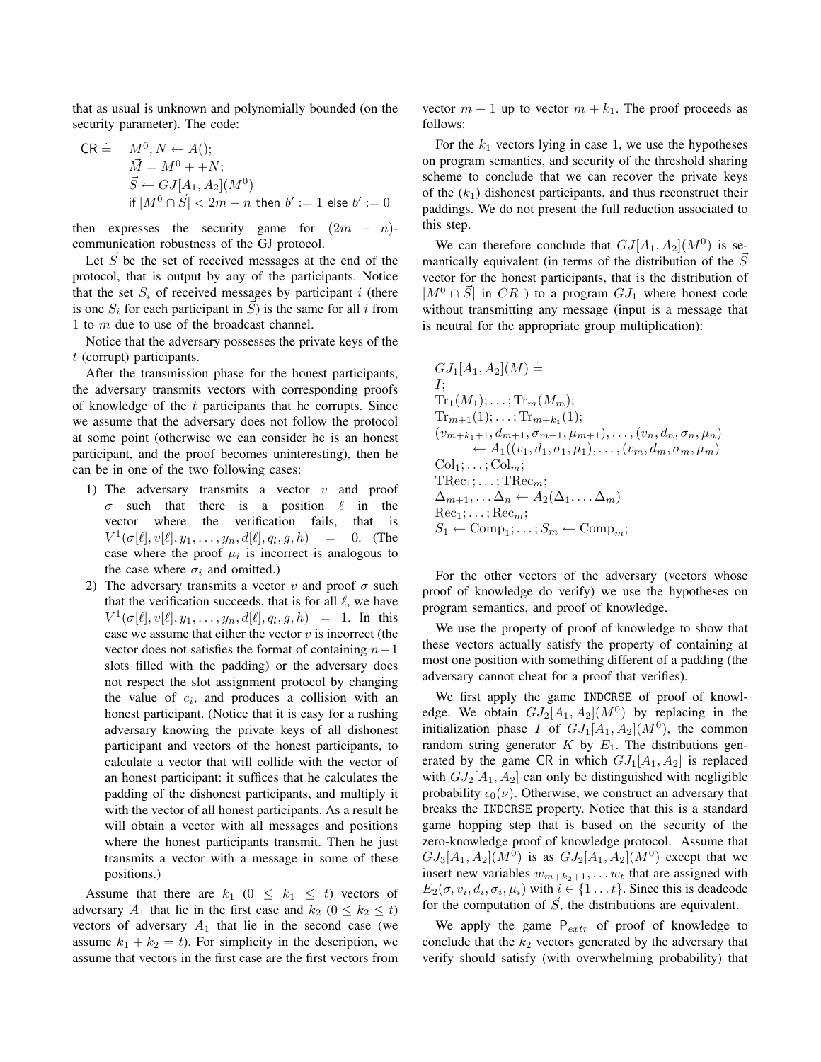that as usual is unknown and polynomially bounded (on the security parameter). The code:

$$
\begin{aligned}
\mathsf{CR} \doteq \quad & M^0, N \leftarrow A(); \\
& \vec{M} = M^0 + +N; \\
& \vec{S} \leftarrow GJ[A_1, A_2](M^0) \\
& \text{if } |M^0 \cap \vec{S}| < 2m - n \text{ then } b' := 1 \text{ else } b' := 0
\end{aligned}
$$

then expresses the security game for $(2m - n)$-communication robustness of the GJ protocol.

Let $\vec{S}$ be the set of received messages at the end of the protocol, that is output by any of the participants. Notice that the set $S_i$ of received messages by participant $i$ (there is one $S_i$ for each participant in $\vec{S}$) is the same for all $i$ from 1 to $m$ due to use of the broadcast channel.

Notice that the adversary possesses the private keys of the $t$ (corrupt) participants.

After the transmission phase for the honest participants, the adversary transmits vectors with corresponding proofs of knowledge of the $t$ participants that he corrupts. Since we assume that the adversary does not follow the protocol at some point (otherwise we can consider he is an honest participant, and the proof becomes uninteresting), then he can be in one of the two following cases:

1) The adversary transmits a vector $v$ and proof $\sigma$ such that there is a position $\ell$ in the vector where the verification fails, that is $V^1(\sigma[\ell], v[\ell], y_1, \ldots, y_n, d[\ell], q_l, g, h) = 0$. (The case where the proof $\mu_i$ is incorrect is analogous to the case where $\sigma_i$ and omitted.)
2) The adversary transmits a vector $v$ and proof $\sigma$ such that the verification succeeds, that is for all $\ell$, we have $V^1(\sigma[\ell], v[\ell], y_1, \ldots, y_n, d[\ell], q_l, g, h) = 1$. In this case we assume that either the vector $v$ is incorrect (the vector does not satisfies the format of containing $n-1$ slots filled with the padding) or the adversary does not respect the slot assignment protocol by changing the value of $c_i$, and produces a collision with an honest participant. (Notice that it is easy for a rushing adversary knowing the private keys of all dishonest participant and vectors of the honest participants, to calculate a vector that will collide with the vector of an honest participant: it suffices that he calculates the padding of the dishonest participants, and multiply it with the vector of all honest participants. As a result he will obtain a vector with all messages and positions where the honest participants transmit. Then he just transmits a vector with a message in some of these positions.)

Assume that there are $k_1$ $(0 \leq k_1 \leq t)$ vectors of adversary $A_1$ that lie in the first case and $k_2$ $(0 \leq k_2 \leq t)$ vectors of adversary $A_1$ that lie in the second case (we assume $k_1 + k_2 = t$). For simplicity in the description, we assume that vectors in the first case are the first vectors from vector $m + 1$ up to vector $m + k_1$. The proof proceeds as follows:

For the $k_1$ vectors lying in case 1, we use the hypotheses on program semantics, and security of the threshold sharing scheme to conclude that we can recover the private keys of the $(k_1)$ dishonest participants, and thus reconstruct their paddings. We do not present the full reduction associated to this step.

We can therefore conclude that $GJ[A_1, A_2](M^0)$ is semantically equivalent (in terms of the distribution of the $\vec{S}$ vector for the honest participants, that is the distribution of $|M^0 \cap \vec{S}|$ in $CR$ ) to a program $GJ_1$ where honest code without transmitting any message (input is a message that is neutral for the appropriate group multiplication):

$$
\begin{aligned}
& GJ_1[A_1, A_2](M) \doteq \\
& I; \\
& \mathrm{Tr}_1(M_1); \ldots ; \mathrm{Tr}_m(M_m); \\
& \mathrm{Tr}_{m+1}(1); \ldots ; \mathrm{Tr}_{m+k_1}(1); \\
& (v_{m+k_1+1}, d_{m+1}, \sigma_{m+1}, \mu_{m+1}), \ldots, (v_n, d_n, \sigma_n, \mu_n) \\
& \qquad \leftarrow A_1((v_1, d_1, \sigma_1, \mu_1), \ldots, (v_m, d_m, \sigma_m, \mu_m)) \\
& \mathrm{Col}_1; \ldots ; \mathrm{Col}_m; \\
& \mathrm{TRec}_1; \ldots ; \mathrm{TRec}_m; \\
& \Delta_{m+1}, \ldots \Delta_n \leftarrow A_2(\Delta_1, \ldots \Delta_m) \\
& \mathrm{Rec}_1; \ldots ; \mathrm{Rec}_m; \\
& S_1 \leftarrow \mathrm{Comp}_1; \ldots ; S_m \leftarrow \mathrm{Comp}_m;
\end{aligned}
$$

For the other vectors of the adversary (vectors whose proof of knowledge do verify) we use the hypotheses on program semantics, and proof of knowledge.

We use the property of proof of knowledge to show that these vectors actually satisfy the property of containing at most one position with something different of a padding (the adversary cannot cheat for a proof that verifies).

We first apply the game INDCRSE of proof of knowledge. We obtain $GJ_2[A_1, A_2](M^0)$ by replacing in the initialization phase $I$ of $GJ_1[A_1, A_2](M^0)$, the common random string generator $K$ by $E_1$. The distributions generated by the game CR in which $GJ_1[A_1, A_2]$ is replaced with $GJ_2[A_1, A_2]$ can only be distinguished with negligible probability $\epsilon_0(\nu)$. Otherwise, we construct an adversary that breaks the INDCRSE property. Notice that this is a standard game hopping step that is based on the security of the zero-knowledge proof of knowledge protocol. Assume that $GJ_3[A_1, A_2](M^0)$ is as $GJ_2[A_1, A_2](M^0)$ except that we insert new variables $w_{m+k_2+1}, \ldots w_t$ that are assigned with $E_2(\sigma, v_i, d_i, \sigma_i, \mu_i)$ with $i \in \{1 \ldots t\}$. Since this is deadcode for the computation of $\vec{S}$, the distributions are equivalent.

We apply the game $\mathsf{P}_{extr}$ of proof of knowledge to conclude that the $k_2$ vectors generated by the adversary that verify should satisfy (with overwhelming probability) that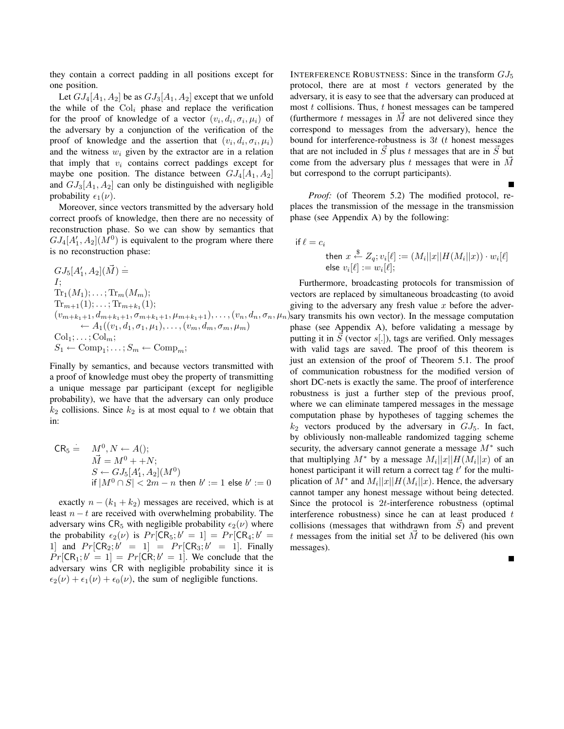they contain a correct padding in all positions except for one position.

Let $GJ_4[A_1, A_2]$ be as $GJ_3[A_1, A_2]$ except that we unfold the while of the $\mathrm{Col}_i$ phase and replace the verification for the proof of knowledge of a vector $(v_i, d_i, \sigma_i, \mu_i)$ of the adversary by a conjunction of the verification of the proof of knowledge and the assertion that $(v_i, d_i, \sigma_i, \mu_i)$ and the witness $w_i$ given by the extractor are in a relation that imply that $v_i$ contains correct paddings except for maybe one position. The distance between $GJ_4[A_1, A_2]$ and $GJ_3[A_1, A_2]$ can only be distinguished with negligible probability $\epsilon_1(\nu)$.

Moreover, since vectors transmitted by the adversary hold correct proofs of knowledge, then there are no necessity of reconstruction phase. So we can show by semantics that $GJ_4[A_1', A_2](M^0)$ is equivalent to the program where there is no reconstruction phase:

$$
\begin{array}{l}
GJ_5[A_1', A_2](\vec{M}) \doteq \\
I; \\
\mathrm{Tr}_1(M_1); \ldots ; \mathrm{Tr}_m(M_m); \\
\mathrm{Tr}_{m+1}(1); \ldots ; \mathrm{Tr}_{m+k_1}(1); \\
(v_{m+k_1+1}, d_{m+k_1+1}, \sigma_{m+k_1+1}, \mu_{m+k_1+1}), \ldots , (v_n, d_n, \sigma_n, \mu_n) \\
\qquad \leftarrow A_1((v_1, d_1, \sigma_1, \mu_1), \ldots , (v_m, d_m, \sigma_m, \mu_m) \\
\mathrm{Col}_1; \ldots ; \mathrm{Col}_m; \\
S_1 \leftarrow \mathrm{Comp}_1; \ldots ; S_m \leftarrow \mathrm{Comp}_m;
\end{array}
$$

Finally by semantics, and because vectors transmitted with a proof of knowledge must obey the property of transmitting a unique message par participant (except for negligible probability), we have that the adversary can only produce $k_2$ collisions. Since $k_2$ is at most equal to $t$ we obtain that in:

$$
\begin{array}{ll}
\mathsf{CR}_5 \doteq & M^0, N \leftarrow A(); \\
& \vec{M} = M^0 + +N; \\
& S \leftarrow GJ_5[A_1', A_2](M^0) \\
& \text{if } |M^0 \cap S| < 2m - n \text{ then } b' := 1 \text{ else } b' := 0
\end{array}
$$

exactly $n - (k_1 + k_2)$ messages are received, which is at least $n - t$ are received with overwhelming probability. The adversary wins $\mathsf{CR}_5$ with negligible probability $\epsilon_2(\nu)$ where the probability $\epsilon_2(\nu)$ is $Pr[\mathsf{CR}_5; b' = 1] = Pr[\mathsf{CR}_4; b' = 1]$ and $Pr[\mathsf{CR}_2; b' = 1] = Pr[\mathsf{CR}_3; b' = 1]$. Finally $Pr[\mathsf{CR}_1; b' = 1] = Pr[\mathsf{CR}; b' = 1]$. We conclude that the adversary wins $\mathsf{CR}$ with negligible probability since it is $\epsilon_2(\nu) + \epsilon_1(\nu) + \epsilon_0(\nu)$, the sum of negligible functions.

INTERFERENCE ROBUSTNESS: Since in the transform $GJ_5$ protocol, there are at most $t$ vectors generated by the adversary, it is easy to see that the adversary can produced at most $t$ collisions. Thus, $t$ honest messages can be tampered (furthermore $t$ messages in $\vec{M}$ are not delivered since they correspond to messages from the adversary), hence the bound for interference-robustness is $3t$ ($t$ honest messages that are not included in $\vec{S}$ plus $t$ messages that are in $\vec{S}$ but come from the adversary plus $t$ messages that were in $\vec{M}$ but correspond to the corrupt participants).

■

*Proof:* (of Theorem 5.2) The modified protocol, replaces the transmission of the message in the transmission phase (see Appendix A) by the following:

$$
\begin{array}{l}
\text{if } \ell = c_i \\
\qquad \text{then } x \stackrel{\$}{\leftarrow} Z_q; v_i[\ell] := (M_i||x||H(M_i||x)) \cdot w_i[\ell] \\
\qquad \text{else } v_i[\ell] := w_i[\ell];
\end{array}
$$

Furthermore, broadcasting protocols for transmission of vectors are replaced by simultaneous broadcasting (to avoid giving to the adversary any fresh value $x$ before the adversary transmits his own vector). In the message computation phase (see Appendix A), before validating a message by putting it in $\vec{S}$ (vector $s[.]$), tags are verified. Only messages with valid tags are saved. The proof of this theorem is just an extension of the proof of Theorem 5.1. The proof of communication robustness for the modified version of short DC-nets is exactly the same. The proof of interference robustness is just a further step of the previous proof, where we can eliminate tampered messages in the message computation phase by hypotheses of tagging schemes the $k_2$ vectors produced by the adversary in $GJ_5$. In fact, by obliviously non-malleable randomized tagging scheme security, the adversary cannot generate a message $M^*$ such that multiplying $M^*$ by a message $M_i||x||H(M_i||x)$ of an honest participant it will return a correct tag $t'$ for the multiplication of $M^*$ and $M_i||x||H(M_i||x)$. Hence, the adversary cannot tamper any honest message without being detected. Since the protocol is $2t$-interference robustness (optimal interference robustness) since he can at least produced $t$ collisions (messages that withdrawn from $\vec{S}$) and prevent $t$ messages from the initial set $\vec{M}$ to be delivered (his own messages).

■